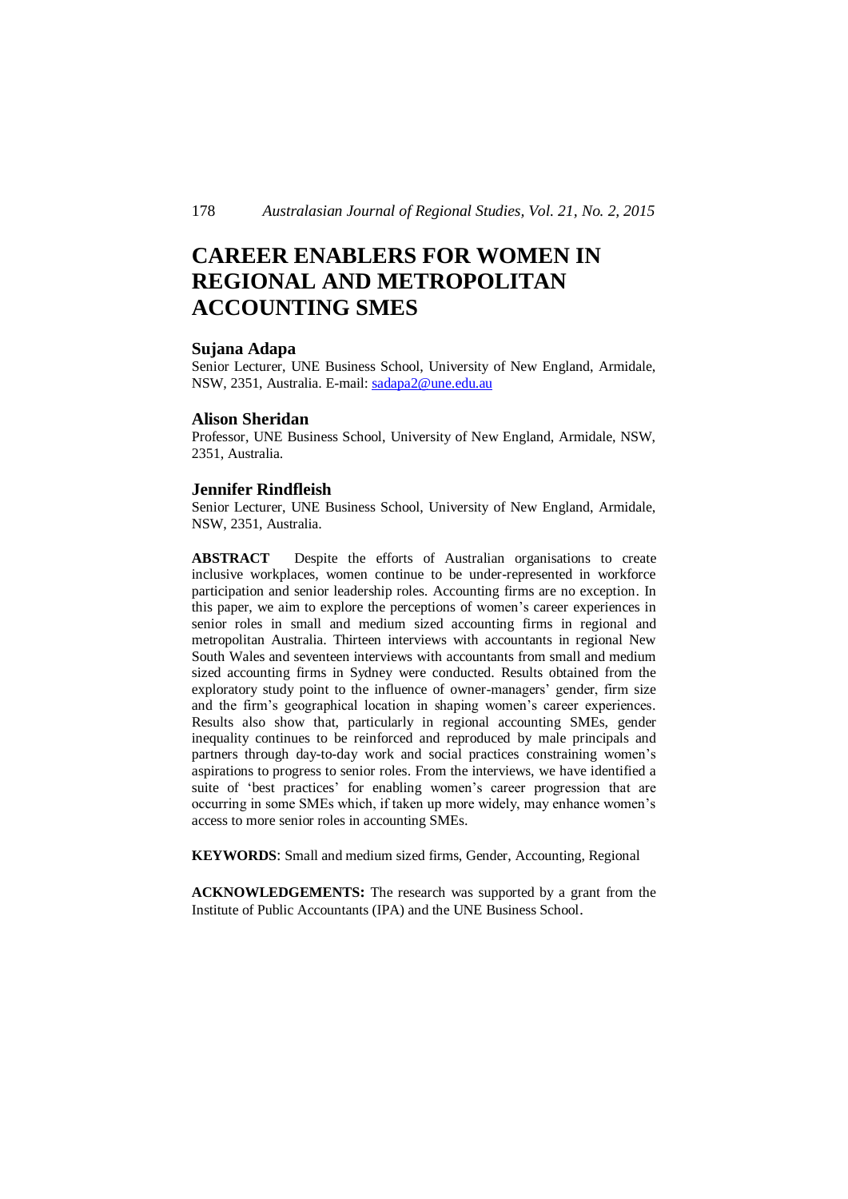# CAREER ENABLERS FOR WOMEN IN REGIONAL AND METROPOLITAN ACCOUNTING SMES

## Sujana Adapa

Senior Lecturer, UNE Business School, University of New England, Armidale, NSW, 2351, Australia. E-mail: sadapa2@une.edu.au

## Alison Sheridan

Professor, UNE Business School, University of New England, Armidale, NSW, 2351, Australia.

## Jennifer Rindfleish

Senior Lecturer, UNE Business School, University of New England, Armidale, NSW, 2351, Australia.

**ABSTRACT** Despite the efforts of Australian organisations to create inclusive workplaces, women continue to be under-represented in workforce participation and senior leadership roles. Accounting firms are no exception. In this paper, we aim to explore the perceptions of women's career experiences in senior roles in small and medium sized accounting firms in regional and metropolitan Australia. Thirteen interviews with accountants in regional New South Wales and seventeen interviews with accountants from small and medium sized accounting firms in Sydney were conducted. Results obtained from the exploratory study point to the influence of owner-managers' gender, firm size and the firm's geographical location in shaping women's career experiences. Results also show that, particularly in regional accounting SMEs, gender inequality continues to be reinforced and reproduced by male principals and partners through day-to-day work and social practices constraining women's aspirations to progress to senior roles. From the interviews, we have identified a suite of 'best practices' for enabling women's career progression that are occurring in some SMEs which, if taken up more widely, may enhance women's access to more senior roles in accounting SMEs.

**KEYWORDS**: Small and medium sized firms, Gender, Accounting, Regional

**ACKNOWLEDGEMENTS:** The research was supported by a grant from the Institute of Public Accountants (IPA) and the UNE Business School.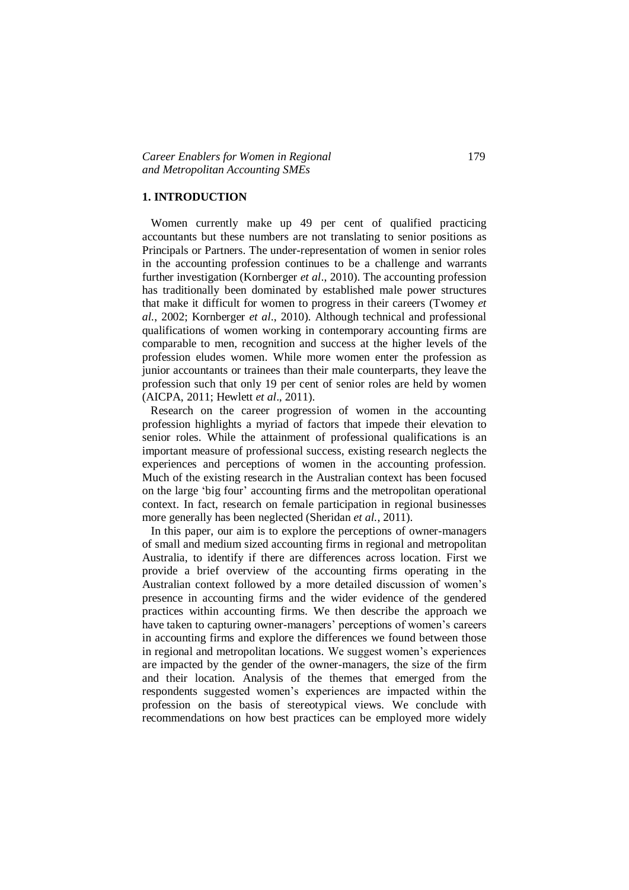## 1. INTRODUCTION

Women currently make up 49 per cent of qualified practicing accountants but these numbers are not translating to senior positions as Principals or Partners. The under-representation of women in senior roles in the accounting profession continues to be a challenge and warrants further investigation (Kornberger *et al*., 2010). The accounting profession has traditionally been dominated by established male power structures that make it difficult for women to progress in their careers (Twomey *et al.*, 2002; Kornberger *et al*., 2010). Although technical and professional qualifications of women working in contemporary accounting firms are comparable to men, recognition and success at the higher levels of the profession eludes women. While more women enter the profession as junior accountants or trainees than their male counterparts, they leave the profession such that only 19 per cent of senior roles are held by women (AICPA, 2011; Hewlett *et al*., 2011).

Research on the career progression of women in the accounting profession highlights a myriad of factors that impede their elevation to senior roles. While the attainment of professional qualifications is an important measure of professional success, existing research neglects the experiences and perceptions of women in the accounting profession. Much of the existing research in the Australian context has been focused on the large 'big four' accounting firms and the metropolitan operational context. In fact, research on female participation in regional businesses more generally has been neglected (Sheridan *et al.*, 2011).

In this paper, our aim is to explore the perceptions of owner-managers of small and medium sized accounting firms in regional and metropolitan Australia, to identify if there are differences across location. First we provide a brief overview of the accounting firms operating in the Australian context followed by a more detailed discussion of women's presence in accounting firms and the wider evidence of the gendered practices within accounting firms. We then describe the approach we have taken to capturing owner-managers' perceptions of women's careers in accounting firms and explore the differences we found between those in regional and metropolitan locations. We suggest women's experiences are impacted by the gender of the owner-managers, the size of the firm and their location. Analysis of the themes that emerged from the respondents suggested women's experiences are impacted within the profession on the basis of stereotypical views. We conclude with recommendations on how best practices can be employed more widely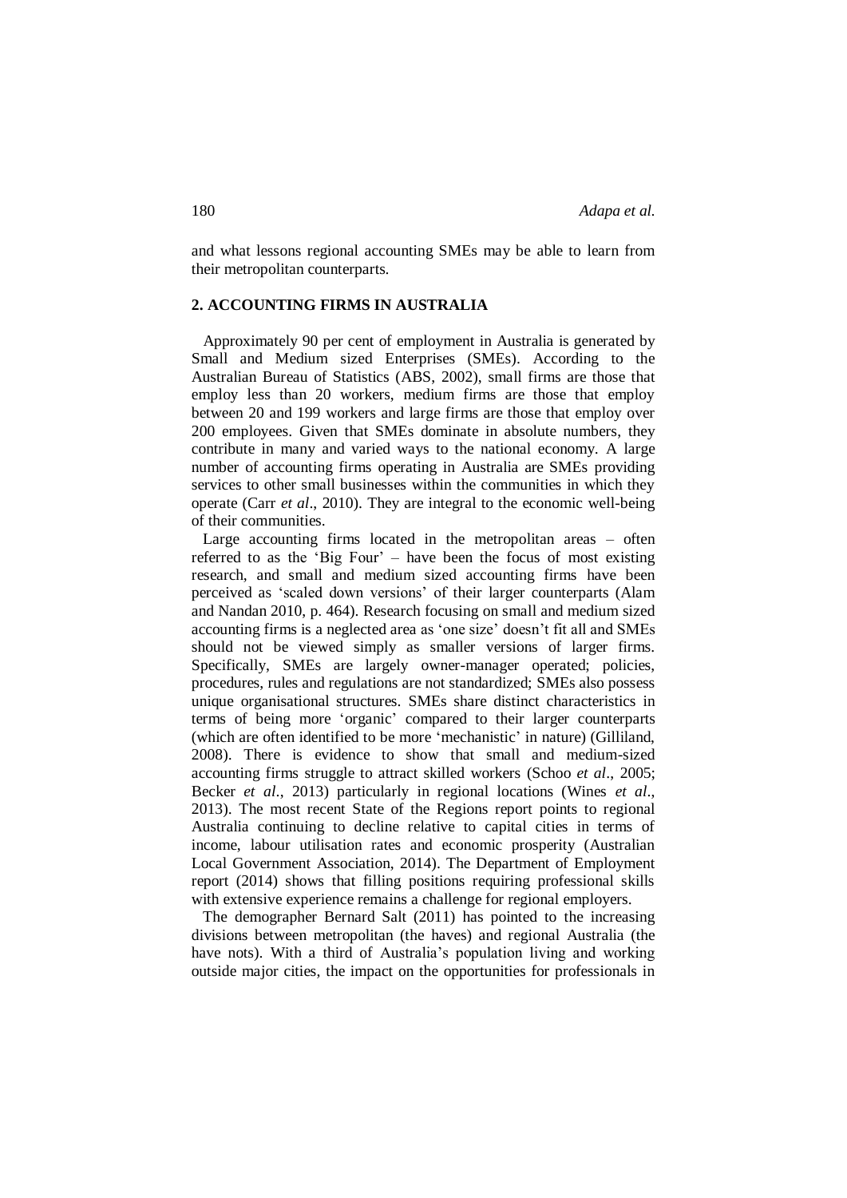and what lessons regional accounting SMEs may be able to learn from their metropolitan counterparts.

## 2. ACCOUNTING FIRMS IN AUSTRALIA

Approximately 90 per cent of employment in Australia is generated by Small and Medium sized Enterprises (SMEs). According to the Australian Bureau of Statistics (ABS, 2002), small firms are those that employ less than 20 workers, medium firms are those that employ between 20 and 199 workers and large firms are those that employ over 200 employees. Given that SMEs dominate in absolute numbers, they contribute in many and varied ways to the national economy. A large number of accounting firms operating in Australia are SMEs providing services to other small businesses within the communities in which they operate (Carr *et al*., 2010). They are integral to the economic well-being of their communities.

Large accounting firms located in the metropolitan areas – often referred to as the 'Big Four' – have been the focus of most existing research, and small and medium sized accounting firms have been perceived as 'scaled down versions' of their larger counterparts (Alam and Nandan 2010, p. 464). Research focusing on small and medium sized accounting firms is a neglected area as 'one size' doesn't fit all and SMEs should not be viewed simply as smaller versions of larger firms. Specifically, SMEs are largely owner-manager operated; policies, procedures, rules and regulations are not standardized; SMEs also possess unique organisational structures. SMEs share distinct characteristics in terms of being more 'organic' compared to their larger counterparts (which are often identified to be more 'mechanistic' in nature) (Gilliland, 2008). There is evidence to show that small and medium-sized accounting firms struggle to attract skilled workers (Schoo *et al*., 2005; Becker *et al*., 2013) particularly in regional locations (Wines *et al*., 2013). The most recent State of the Regions report points to regional Australia continuing to decline relative to capital cities in terms of income, labour utilisation rates and economic prosperity (Australian Local Government Association, 2014). The Department of Employment report (2014) shows that filling positions requiring professional skills with extensive experience remains a challenge for regional employers.

The demographer Bernard Salt (2011) has pointed to the increasing divisions between metropolitan (the haves) and regional Australia (the have nots). With a third of Australia's population living and working outside major cities, the impact on the opportunities for professionals in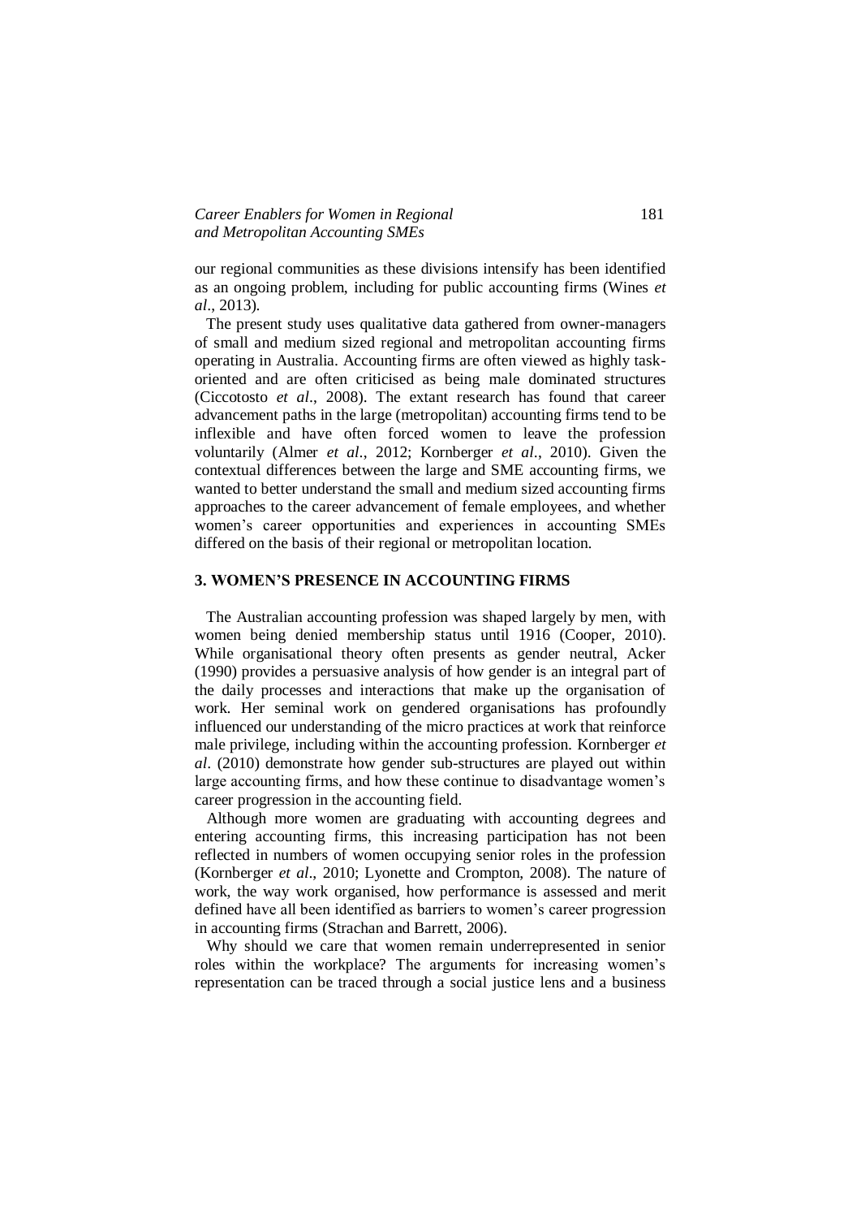our regional communities as these divisions intensify has been identified as an ongoing problem, including for public accounting firms (Wines *et al*., 2013).

The present study uses qualitative data gathered from owner-managers of small and medium sized regional and metropolitan accounting firms operating in Australia. Accounting firms are often viewed as highly task-oriented and are often criticised as being male dominated structures (Ciccotosto *et al*., 2008). The extant research has found that career advancement paths in the large (metropolitan) accounting firms tend to be inflexible and have often forced women to leave the profession voluntarily (Almer *et al*., 2012; Kornberger *et al*., 2010). Given the contextual differences between the large and SME accounting firms, we wanted to better understand the small and medium sized accounting firms approaches to the career advancement of female employees, and whether women's career opportunities and experiences in accounting SMEs differed on the basis of their regional or metropolitan location.

## 3. WOMEN'S PRESENCE IN ACCOUNTING FIRMS

The Australian accounting profession was shaped largely by men, with women being denied membership status until 1916 (Cooper, 2010). While organisational theory often presents as gender neutral, Acker (1990) provides a persuasive analysis of how gender is an integral part of the daily processes and interactions that make up the organisation of work. Her seminal work on gendered organisations has profoundly influenced our understanding of the micro practices at work that reinforce male privilege, including within the accounting profession. Kornberger *et al*. (2010) demonstrate how gender sub-structures are played out within large accounting firms, and how these continue to disadvantage women's career progression in the accounting field.

Although more women are graduating with accounting degrees and entering accounting firms, this increasing participation has not been reflected in numbers of women occupying senior roles in the profession (Kornberger *et al*., 2010; Lyonette and Crompton, 2008). The nature of work, the way work organised, how performance is assessed and merit defined have all been identified as barriers to women's career progression in accounting firms (Strachan and Barrett, 2006).

Why should we care that women remain underrepresented in senior roles within the workplace? The arguments for increasing women's representation can be traced through a social justice lens and a business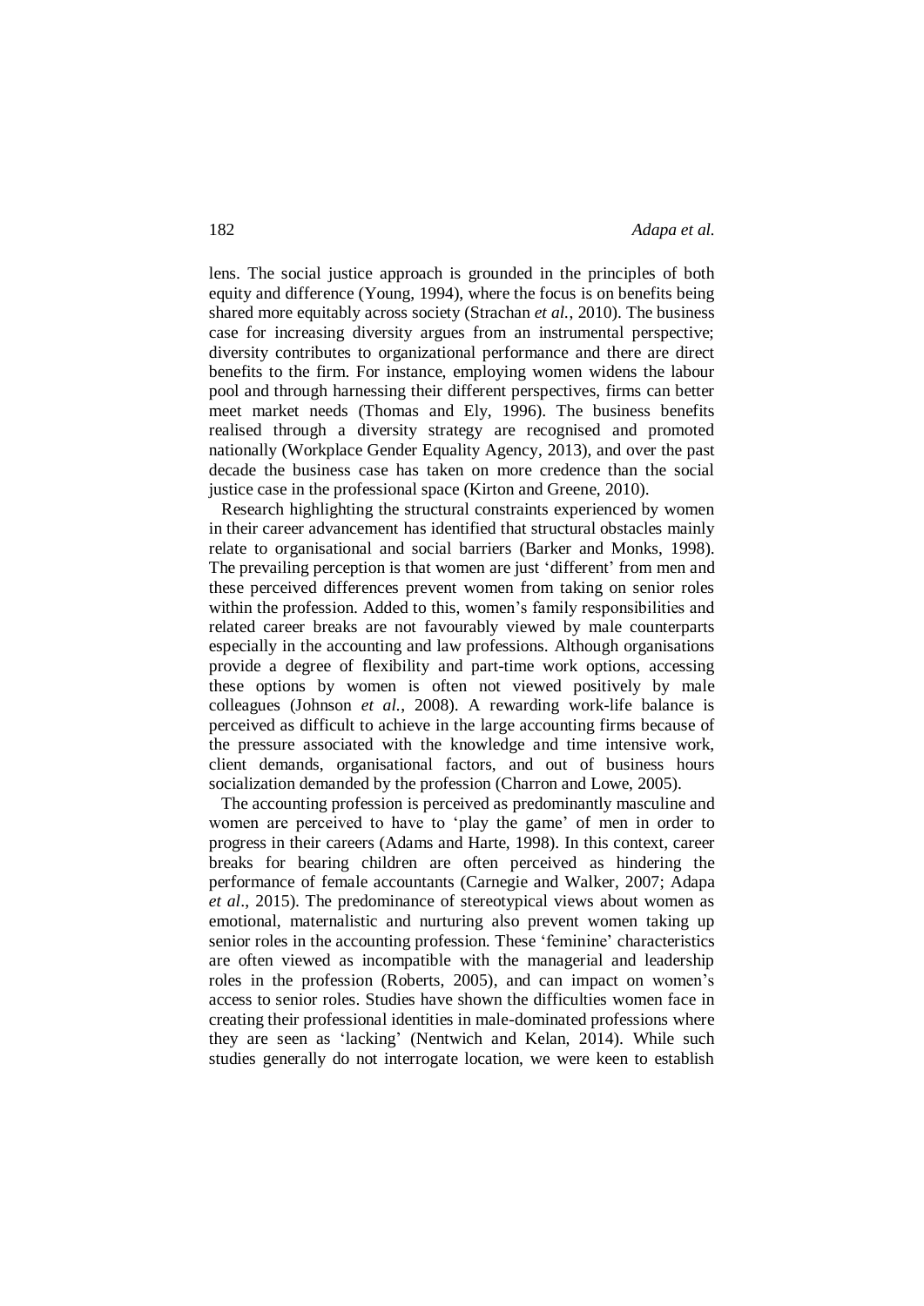lens. The social justice approach is grounded in the principles of both equity and difference (Young, 1994), where the focus is on benefits being shared more equitably across society (Strachan *et al.*, 2010). The business case for increasing diversity argues from an instrumental perspective; diversity contributes to organizational performance and there are direct benefits to the firm. For instance, employing women widens the labour pool and through harnessing their different perspectives, firms can better meet market needs (Thomas and Ely, 1996). The business benefits realised through a diversity strategy are recognised and promoted nationally (Workplace Gender Equality Agency, 2013), and over the past decade the business case has taken on more credence than the social justice case in the professional space (Kirton and Greene, 2010).

Research highlighting the structural constraints experienced by women in their career advancement has identified that structural obstacles mainly relate to organisational and social barriers (Barker and Monks, 1998). The prevailing perception is that women are just 'different' from men and these perceived differences prevent women from taking on senior roles within the profession. Added to this, women's family responsibilities and related career breaks are not favourably viewed by male counterparts especially in the accounting and law professions. Although organisations provide a degree of flexibility and part-time work options, accessing these options by women is often not viewed positively by male colleagues (Johnson *et al.*, 2008). A rewarding work-life balance is perceived as difficult to achieve in the large accounting firms because of the pressure associated with the knowledge and time intensive work, client demands, organisational factors, and out of business hours socialization demanded by the profession (Charron and Lowe, 2005).

The accounting profession is perceived as predominantly masculine and women are perceived to have to 'play the game' of men in order to progress in their careers (Adams and Harte, 1998). In this context, career breaks for bearing children are often perceived as hindering the performance of female accountants (Carnegie and Walker, 2007; Adapa *et al*., 2015). The predominance of stereotypical views about women as emotional, maternalistic and nurturing also prevent women taking up senior roles in the accounting profession. These 'feminine' characteristics are often viewed as incompatible with the managerial and leadership roles in the profession (Roberts, 2005), and can impact on women's access to senior roles. Studies have shown the difficulties women face in creating their professional identities in male-dominated professions where they are seen as 'lacking' (Nentwich and Kelan, 2014). While such studies generally do not interrogate location, we were keen to establish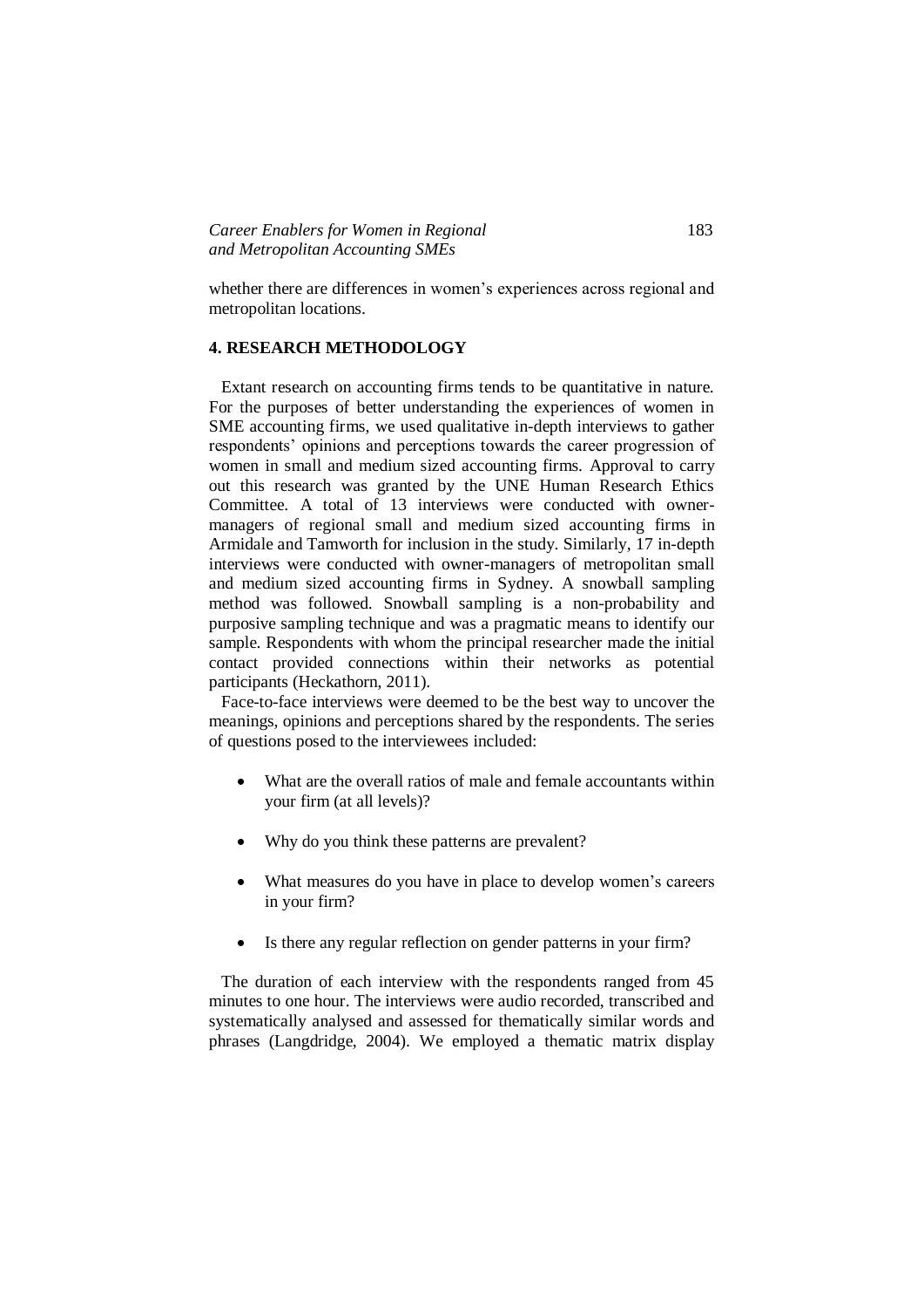whether there are differences in women's experiences across regional and metropolitan locations.

## 4. RESEARCH METHODOLOGY

Extant research on accounting firms tends to be quantitative in nature. For the purposes of better understanding the experiences of women in SME accounting firms, we used qualitative in-depth interviews to gather respondents' opinions and perceptions towards the career progression of women in small and medium sized accounting firms. Approval to carry out this research was granted by the UNE Human Research Ethics Committee. A total of 13 interviews were conducted with owner-managers of regional small and medium sized accounting firms in Armidale and Tamworth for inclusion in the study. Similarly, 17 in-depth interviews were conducted with owner-managers of metropolitan small and medium sized accounting firms in Sydney. A snowball sampling method was followed. Snowball sampling is a non-probability and purposive sampling technique and was a pragmatic means to identify our sample. Respondents with whom the principal researcher made the initial contact provided connections within their networks as potential participants (Heckathorn, 2011).

Face-to-face interviews were deemed to be the best way to uncover the meanings, opinions and perceptions shared by the respondents. The series of questions posed to the interviewees included:

- What are the overall ratios of male and female accountants within your firm (at all levels)?
- Why do you think these patterns are prevalent?
- What measures do you have in place to develop women's careers in your firm?
- Is there any regular reflection on gender patterns in your firm?

The duration of each interview with the respondents ranged from 45 minutes to one hour. The interviews were audio recorded, transcribed and systematically analysed and assessed for thematically similar words and phrases (Langdridge, 2004). We employed a thematic matrix display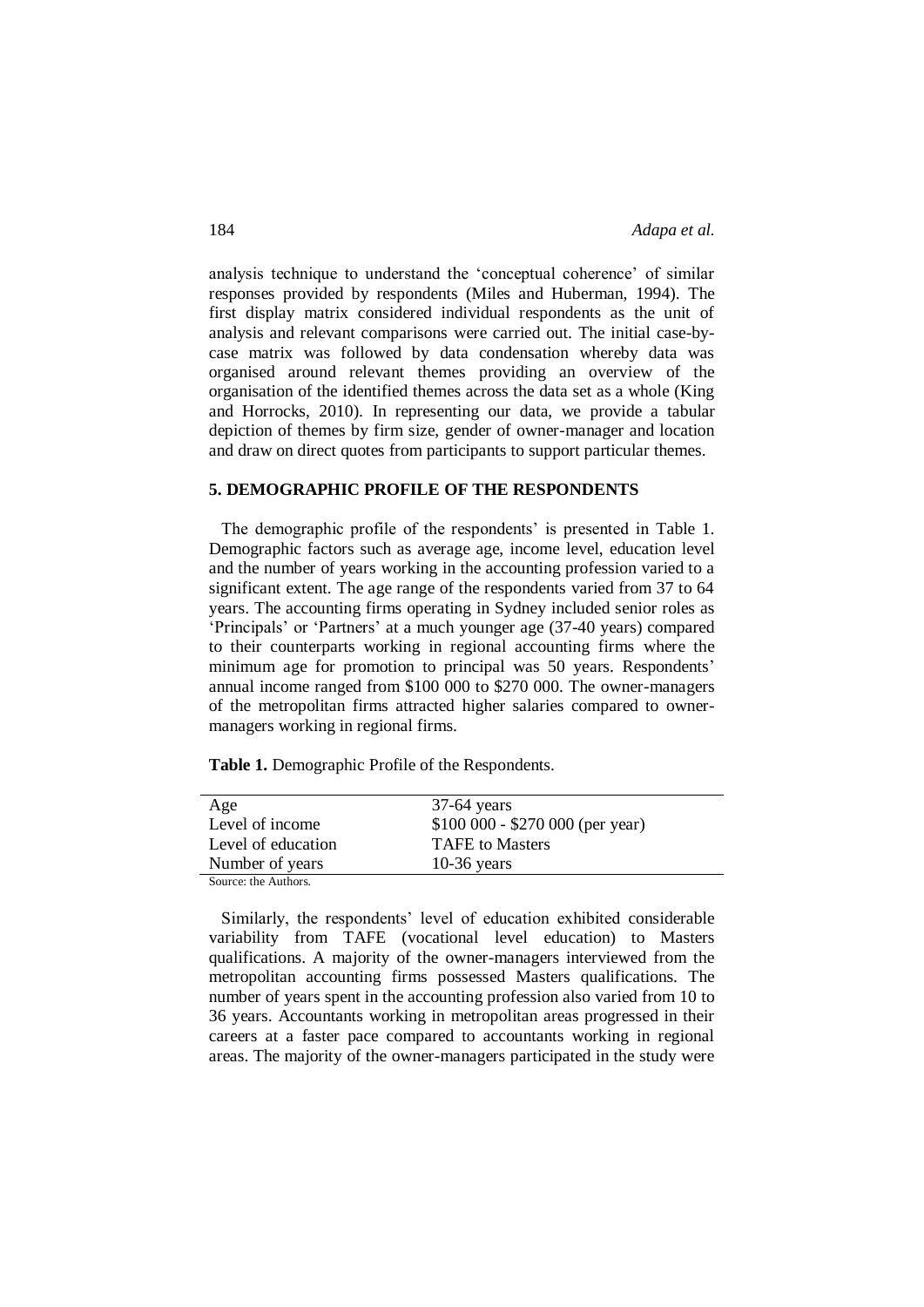analysis technique to understand the 'conceptual coherence' of similar responses provided by respondents (Miles and Huberman, 1994). The first display matrix considered individual respondents as the unit of analysis and relevant comparisons were carried out. The initial case-by-case matrix was followed by data condensation whereby data was organised around relevant themes providing an overview of the organisation of the identified themes across the data set as a whole (King and Horrocks, 2010). In representing our data, we provide a tabular depiction of themes by firm size, gender of owner-manager and location and draw on direct quotes from participants to support particular themes.

## 5. DEMOGRAPHIC PROFILE OF THE RESPONDENTS

The demographic profile of the respondents' is presented in Table 1. Demographic factors such as average age, income level, education level and the number of years working in the accounting profession varied to a significant extent. The age range of the respondents varied from 37 to 64 years. The accounting firms operating in Sydney included senior roles as 'Principals' or 'Partners' at a much younger age (37-40 years) compared to their counterparts working in regional accounting firms where the minimum age for promotion to principal was 50 years. Respondents' annual income ranged from $100 000 to $270 000. The owner-managers of the metropolitan firms attracted higher salaries compared to owner-managers working in regional firms.

**Table 1.** Demographic Profile of the Respondents.

| | |
|---|---|
| Age | 37-64 years |
| Level of income | $100 000 - $270 000 (per year) |
| Level of education | TAFE to Masters |
| Number of years | 10-36 years |

Source: the Authors.

Similarly, the respondents' level of education exhibited considerable variability from TAFE (vocational level education) to Masters qualifications. A majority of the owner-managers interviewed from the metropolitan accounting firms possessed Masters qualifications. The number of years spent in the accounting profession also varied from 10 to 36 years. Accountants working in metropolitan areas progressed in their careers at a faster pace compared to accountants working in regional areas. The majority of the owner-managers participated in the study were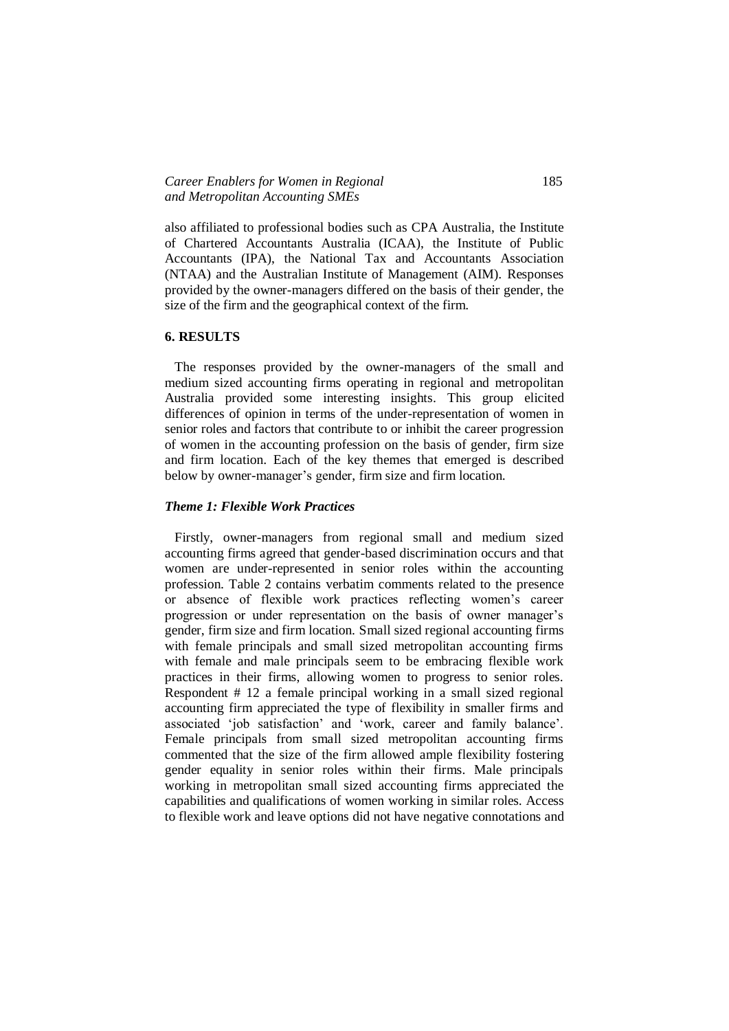also affiliated to professional bodies such as CPA Australia, the Institute of Chartered Accountants Australia (ICAA), the Institute of Public Accountants (IPA), the National Tax and Accountants Association (NTAA) and the Australian Institute of Management (AIM). Responses provided by the owner-managers differed on the basis of their gender, the size of the firm and the geographical context of the firm.

## 6. RESULTS

The responses provided by the owner-managers of the small and medium sized accounting firms operating in regional and metropolitan Australia provided some interesting insights. This group elicited differences of opinion in terms of the under-representation of women in senior roles and factors that contribute to or inhibit the career progression of women in the accounting profession on the basis of gender, firm size and firm location. Each of the key themes that emerged is described below by owner-manager's gender, firm size and firm location.

### *Theme 1: Flexible Work Practices*

Firstly, owner-managers from regional small and medium sized accounting firms agreed that gender-based discrimination occurs and that women are under-represented in senior roles within the accounting profession. Table 2 contains verbatim comments related to the presence or absence of flexible work practices reflecting women's career progression or under representation on the basis of owner manager's gender, firm size and firm location. Small sized regional accounting firms with female principals and small sized metropolitan accounting firms with female and male principals seem to be embracing flexible work practices in their firms, allowing women to progress to senior roles. Respondent # 12 a female principal working in a small sized regional accounting firm appreciated the type of flexibility in smaller firms and associated 'job satisfaction' and 'work, career and family balance'. Female principals from small sized metropolitan accounting firms commented that the size of the firm allowed ample flexibility fostering gender equality in senior roles within their firms. Male principals working in metropolitan small sized accounting firms appreciated the capabilities and qualifications of women working in similar roles. Access to flexible work and leave options did not have negative connotations and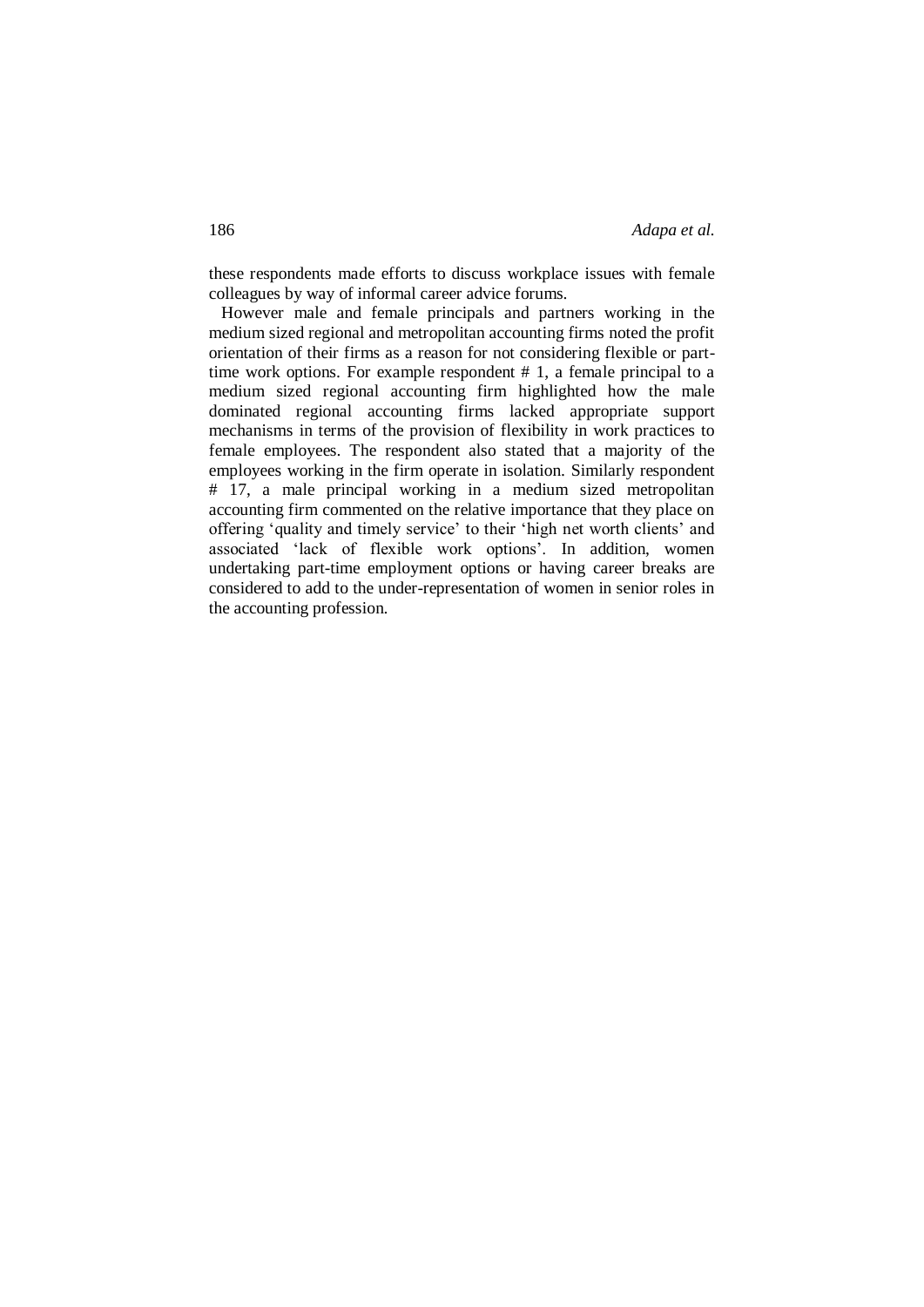these respondents made efforts to discuss workplace issues with female colleagues by way of informal career advice forums.

However male and female principals and partners working in the medium sized regional and metropolitan accounting firms noted the profit orientation of their firms as a reason for not considering flexible or part-time work options. For example respondent # 1, a female principal to a medium sized regional accounting firm highlighted how the male dominated regional accounting firms lacked appropriate support mechanisms in terms of the provision of flexibility in work practices to female employees. The respondent also stated that a majority of the employees working in the firm operate in isolation. Similarly respondent # 17, a male principal working in a medium sized metropolitan accounting firm commented on the relative importance that they place on offering 'quality and timely service' to their 'high net worth clients' and associated 'lack of flexible work options'. In addition, women undertaking part-time employment options or having career breaks are considered to add to the under-representation of women in senior roles in the accounting profession.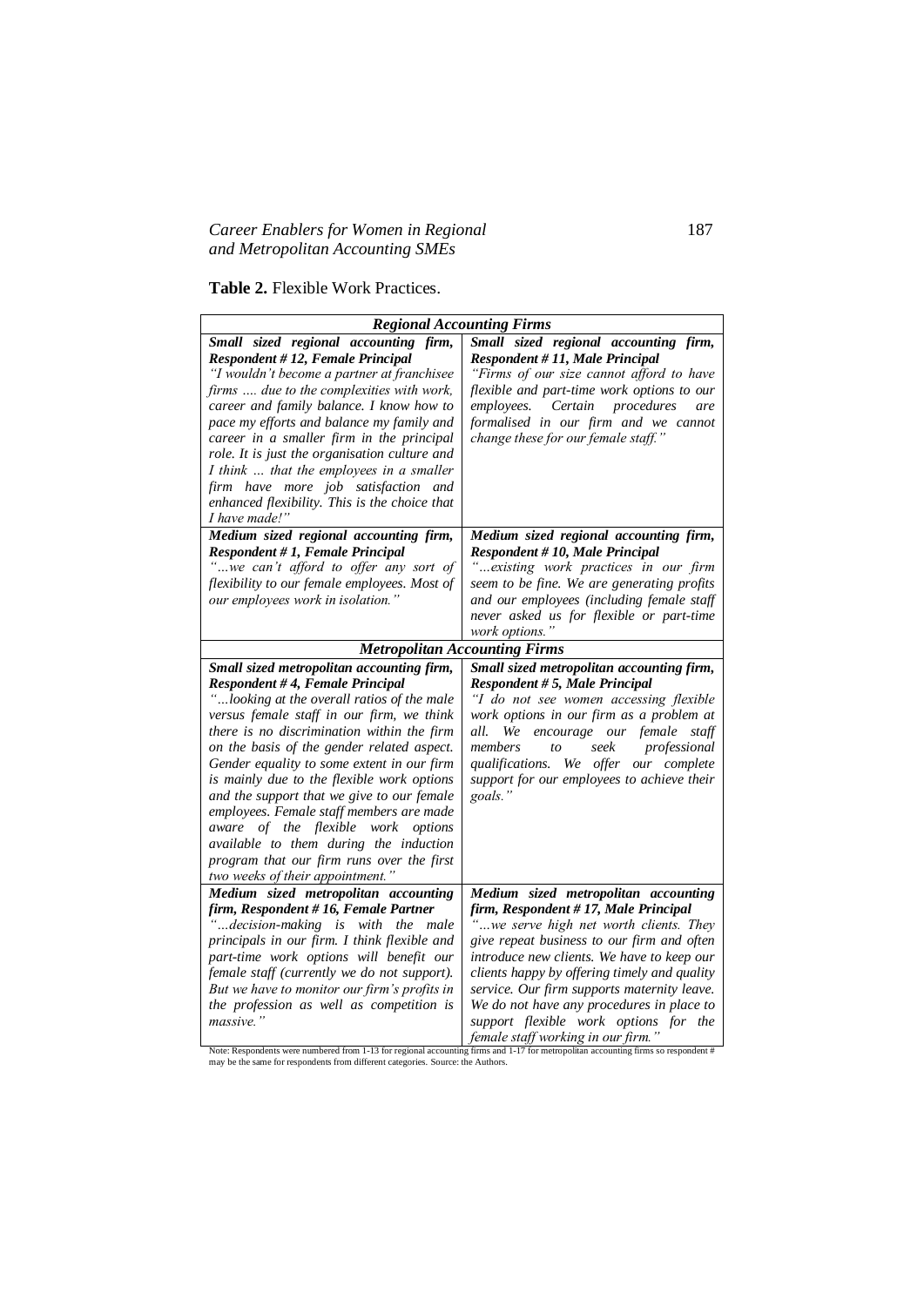**Table 2.** Flexible Work Practices.

| *Regional Accounting Firms* | |
|---|---|
| ***Small sized regional accounting firm, Respondent # 12, Female Principal*** *"I wouldn't become a partner at franchisee firms .... due to the complexities with work, career and family balance. I know how to pace my efforts and balance my family and career in a smaller firm in the principal role. It is just the organisation culture and I think ... that the employees in a smaller firm have more job satisfaction and enhanced flexibility. This is the choice that I have made!"* | ***Small sized regional accounting firm, Respondent # 11, Male Principal*** *"Firms of our size cannot afford to have flexible and part-time work options to our employees. Certain procedures are formalised in our firm and we cannot change these for our female staff."* |
| ***Medium sized regional accounting firm, Respondent # 1, Female Principal*** *"...we can't afford to offer any sort of flexibility to our female employees. Most of our employees work in isolation."* | ***Medium sized regional accounting firm, Respondent # 10, Male Principal*** *"...existing work practices in our firm seem to be fine. We are generating profits and our employees (including female staff never asked us for flexible or part-time work options."* |
| ***Metropolitan Accounting Firms*** | |
| ***Small sized metropolitan accounting firm, Respondent # 4, Female Principal*** *"...looking at the overall ratios of the male versus female staff in our firm, we think there is no discrimination within the firm on the basis of the gender related aspect. Gender equality to some extent in our firm is mainly due to the flexible work options and the support that we give to our female employees. Female staff members are made aware of the flexible work options available to them during the induction program that our firm runs over the first two weeks of their appointment."* | ***Small sized metropolitan accounting firm, Respondent # 5, Male Principal*** *"I do not see women accessing flexible work options in our firm as a problem at all. We encourage our female staff members to seek professional qualifications. We offer our complete support for our employees to achieve their goals."* |
| ***Medium sized metropolitan accounting firm, Respondent # 16, Female Partner*** *"...decision-making is with the male principals in our firm. I think flexible and part-time work options will benefit our female staff (currently we do not support). But we have to monitor our firm's profits in the profession as well as competition is massive."* | ***Medium sized metropolitan accounting firm, Respondent # 17, Male Principal*** *"...we serve high net worth clients. They give repeat business to our firm and often introduce new clients. We have to keep our clients happy by offering timely and quality service. Our firm supports maternity leave. We do not have any procedures in place to support flexible work options for the female staff working in our firm."* |

Note: Respondents were numbered from 1-13 for regional accounting firms and 1-17 for metropolitan accounting firms so respondent # may be the same for respondents from different categories. Source: the Authors.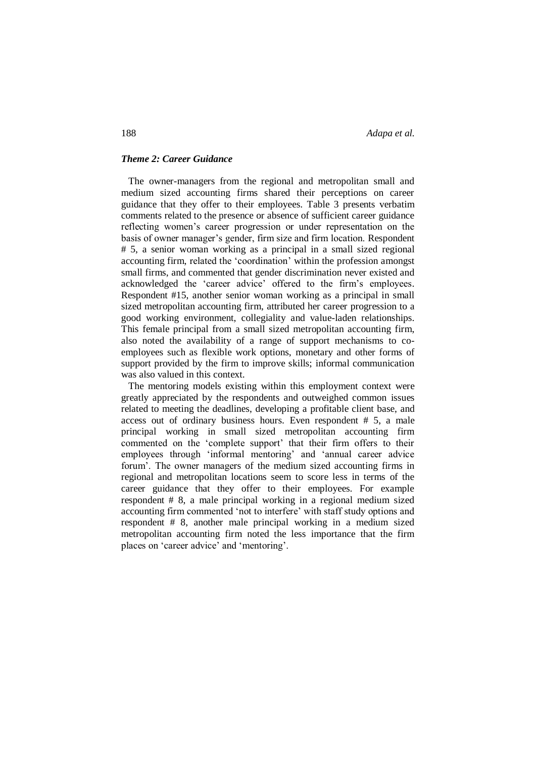### *Theme 2: Career Guidance*

The owner-managers from the regional and metropolitan small and medium sized accounting firms shared their perceptions on career guidance that they offer to their employees. Table 3 presents verbatim comments related to the presence or absence of sufficient career guidance reflecting women's career progression or under representation on the basis of owner manager's gender, firm size and firm location. Respondent # 5, a senior woman working as a principal in a small sized regional accounting firm, related the 'coordination' within the profession amongst small firms, and commented that gender discrimination never existed and acknowledged the 'career advice' offered to the firm's employees. Respondent #15, another senior woman working as a principal in small sized metropolitan accounting firm, attributed her career progression to a good working environment, collegiality and value-laden relationships. This female principal from a small sized metropolitan accounting firm, also noted the availability of a range of support mechanisms to co-employees such as flexible work options, monetary and other forms of support provided by the firm to improve skills; informal communication was also valued in this context.

The mentoring models existing within this employment context were greatly appreciated by the respondents and outweighed common issues related to meeting the deadlines, developing a profitable client base, and access out of ordinary business hours. Even respondent # 5, a male principal working in small sized metropolitan accounting firm commented on the 'complete support' that their firm offers to their employees through 'informal mentoring' and 'annual career advice forum'. The owner managers of the medium sized accounting firms in regional and metropolitan locations seem to score less in terms of the career guidance that they offer to their employees. For example respondent # 8, a male principal working in a regional medium sized accounting firm commented 'not to interfere' with staff study options and respondent # 8, another male principal working in a medium sized metropolitan accounting firm noted the less importance that the firm places on 'career advice' and 'mentoring'.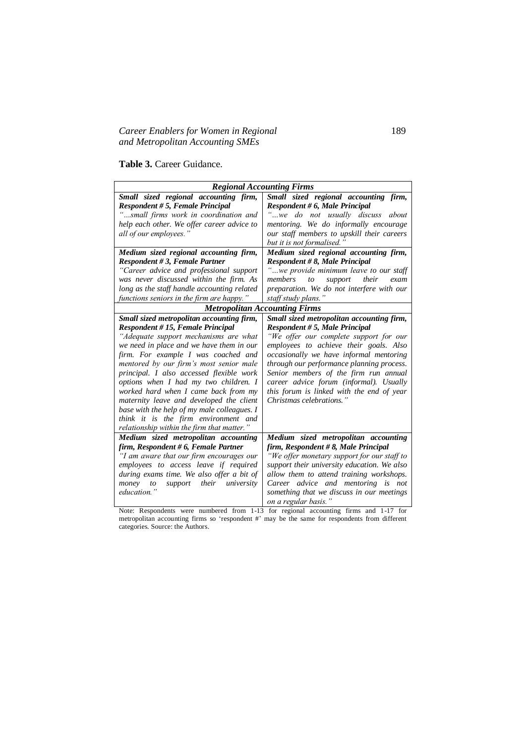**Table 3.** Career Guidance.

| ***Regional Accounting Firms*** | |
|---|---|
| ***Small sized regional accounting firm, Respondent # 5, Female Principal*** *"…small firms work in coordination and help each other. We offer career advice to all of our employees."* | ***Small sized regional accounting firm, Respondent # 6, Male Principal*** *"…we do not usually discuss about mentoring. We do informally encourage our staff members to upskill their careers but it is not formalised."* |
| ***Medium sized regional accounting firm, Respondent # 3, Female Partner*** *"Career advice and professional support was never discussed within the firm. As long as the staff handle accounting related functions seniors in the firm are happy."* | ***Medium sized regional accounting firm, Respondent # 8, Male Principal*** *"…we provide minimum leave to our staff members to support their exam preparation. We do not interfere with our staff study plans."* |
| ***Metropolitan Accounting Firms*** | |
| ***Small sized metropolitan accounting firm, Respondent # 15, Female Principal*** *"Adequate support mechanisms are what we need in place and we have them in our firm. For example I was coached and mentored by our firm's most senior male principal. I also accessed flexible work options when I had my two children. I worked hard when I came back from my maternity leave and developed the client base with the help of my male colleagues. I think it is the firm environment and relationship within the firm that matter."* | ***Small sized metropolitan accounting firm, Respondent # 5, Male Principal*** *"We offer our complete support for our employees to achieve their goals. Also occasionally we have informal mentoring through our performance planning process. Senior members of the firm run annual career advice forum (informal). Usually this forum is linked with the end of year Christmas celebrations."* |
| ***Medium sized metropolitan accounting firm, Respondent # 6, Female Partner*** *"I am aware that our firm encourages our employees to access leave if required during exams time. We also offer a bit of money to support their university education."* | ***Medium sized metropolitan accounting firm, Respondent # 8, Male Principal*** *"We offer monetary support for our staff to support their university education. We also allow them to attend training workshops. Career advice and mentoring is not something that we discuss in our meetings on a regular basis."* |

Note: Respondents were numbered from 1-13 for regional accounting firms and 1-17 for metropolitan accounting firms so 'respondent #' may be the same for respondents from different categories. Source: the Authors.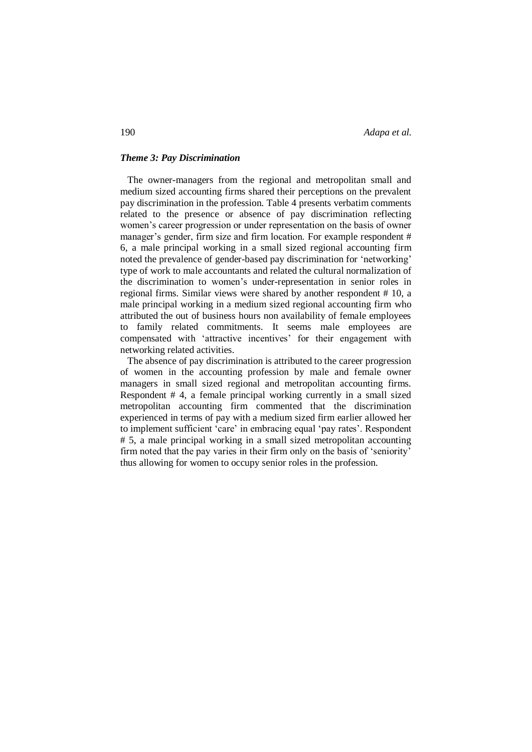### *Theme 3: Pay Discrimination*

The owner-managers from the regional and metropolitan small and medium sized accounting firms shared their perceptions on the prevalent pay discrimination in the profession. Table 4 presents verbatim comments related to the presence or absence of pay discrimination reflecting women's career progression or under representation on the basis of owner manager's gender, firm size and firm location. For example respondent # 6, a male principal working in a small sized regional accounting firm noted the prevalence of gender-based pay discrimination for 'networking' type of work to male accountants and related the cultural normalization of the discrimination to women's under-representation in senior roles in regional firms. Similar views were shared by another respondent # 10, a male principal working in a medium sized regional accounting firm who attributed the out of business hours non availability of female employees to family related commitments. It seems male employees are compensated with 'attractive incentives' for their engagement with networking related activities.

The absence of pay discrimination is attributed to the career progression of women in the accounting profession by male and female owner managers in small sized regional and metropolitan accounting firms. Respondent # 4, a female principal working currently in a small sized metropolitan accounting firm commented that the discrimination experienced in terms of pay with a medium sized firm earlier allowed her to implement sufficient 'care' in embracing equal 'pay rates'. Respondent # 5, a male principal working in a small sized metropolitan accounting firm noted that the pay varies in their firm only on the basis of 'seniority' thus allowing for women to occupy senior roles in the profession.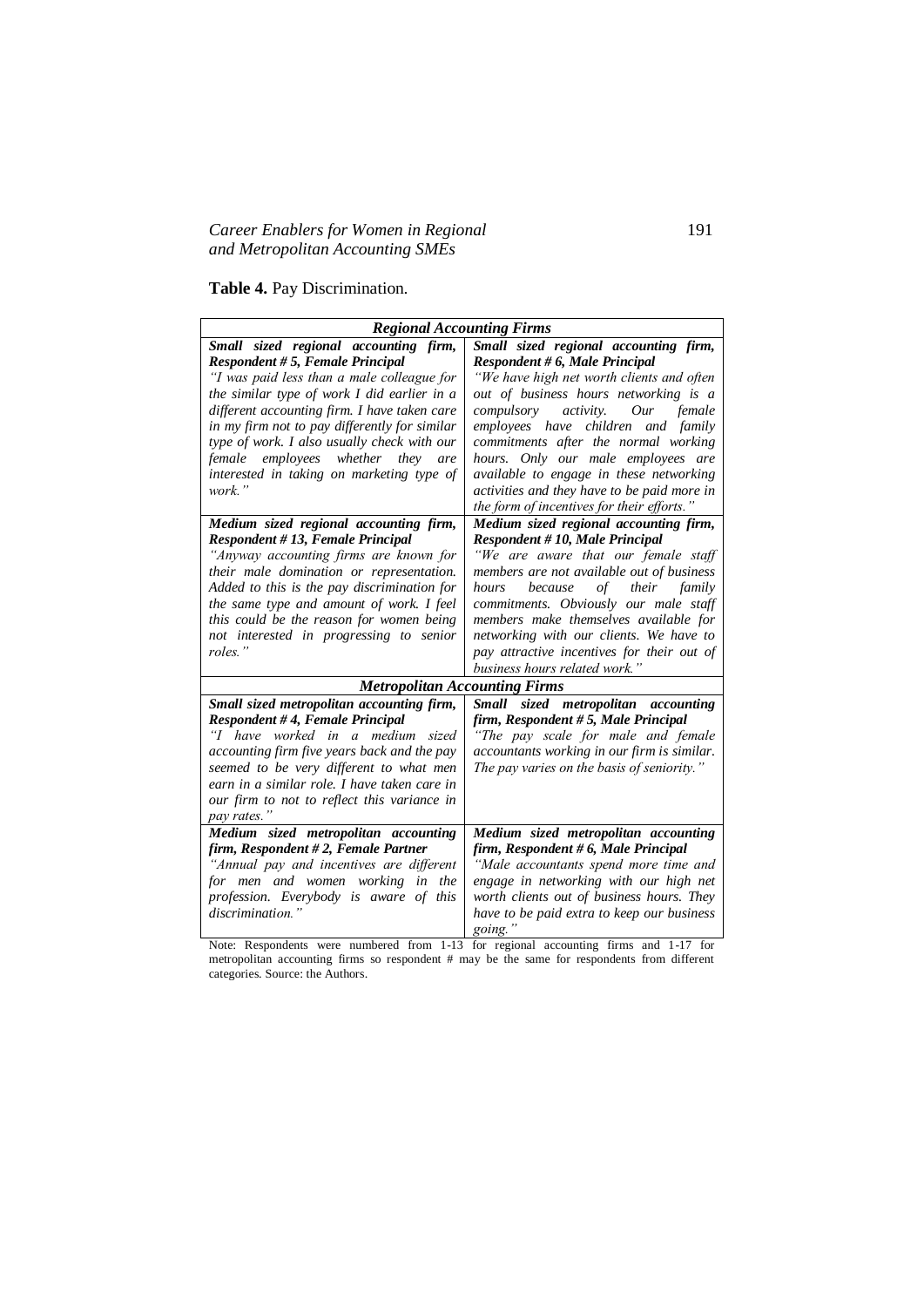**Table 4.** Pay Discrimination.

| *Regional Accounting Firms* | |
|---|---|
| ***Small sized regional accounting firm, Respondent # 5, Female Principal*** *"I was paid less than a male colleague for the similar type of work I did earlier in a different accounting firm. I have taken care in my firm not to pay differently for similar type of work. I also usually check with our female employees whether they are interested in taking on marketing type of work."* | ***Small sized regional accounting firm, Respondent # 6, Male Principal*** *"We have high net worth clients and often out of business hours networking is a compulsory activity. Our female employees have children and family commitments after the normal working hours. Only our male employees are available to engage in these networking activities and they have to be paid more in the form of incentives for their efforts."* |
| ***Medium sized regional accounting firm, Respondent # 13, Female Principal*** *"Anyway accounting firms are known for their male domination or representation. Added to this is the pay discrimination for the same type and amount of work. I feel this could be the reason for women being not interested in progressing to senior roles."* | ***Medium sized regional accounting firm, Respondent # 10, Male Principal*** *"We are aware that our female staff members are not available out of business hours because of their family commitments. Obviously our male staff members make themselves available for networking with our clients. We have to pay attractive incentives for their out of business hours related work."* |
| ***Metropolitan Accounting Firms*** | |
| ***Small sized metropolitan accounting firm, Respondent # 4, Female Principal*** *"I have worked in a medium sized accounting firm five years back and the pay seemed to be very different to what men earn in a similar role. I have taken care in our firm to not to reflect this variance in pay rates."* | ***Small sized metropolitan accounting firm, Respondent # 5, Male Principal*** *"The pay scale for male and female accountants working in our firm is similar. The pay varies on the basis of seniority."* |
| ***Medium sized metropolitan accounting firm, Respondent # 2, Female Partner*** *"Annual pay and incentives are different for men and women working in the profession. Everybody is aware of this discrimination."* | ***Medium sized metropolitan accounting firm, Respondent # 6, Male Principal*** *"Male accountants spend more time and engage in networking with our high net worth clients out of business hours. They have to be paid extra to keep our business going."* |

Note: Respondents were numbered from 1-13 for regional accounting firms and 1-17 for metropolitan accounting firms so respondent # may be the same for respondents from different categories. Source: the Authors.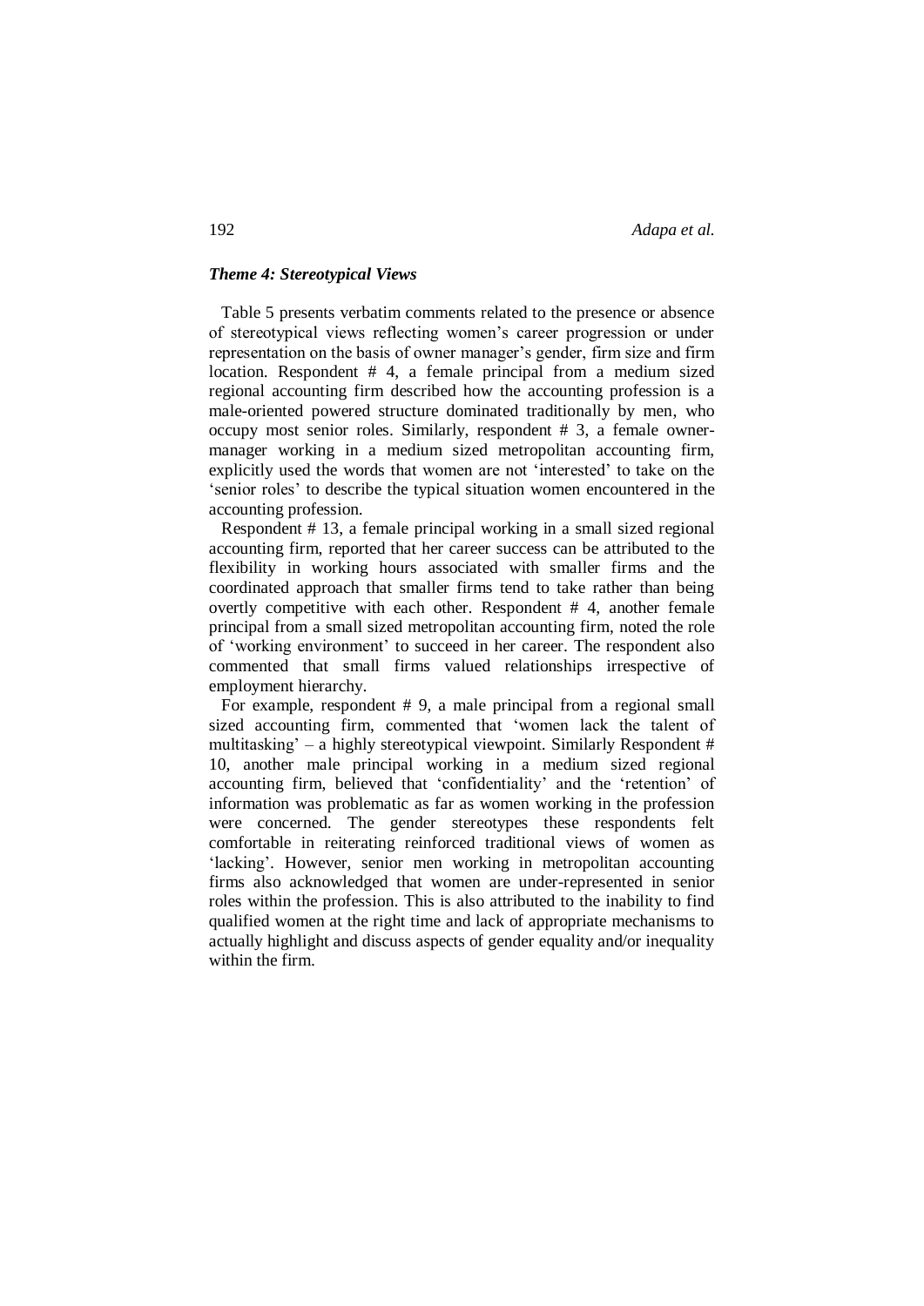### *Theme 4: Stereotypical Views*

Table 5 presents verbatim comments related to the presence or absence of stereotypical views reflecting women's career progression or under representation on the basis of owner manager's gender, firm size and firm location. Respondent # 4, a female principal from a medium sized regional accounting firm described how the accounting profession is a male-oriented powered structure dominated traditionally by men, who occupy most senior roles. Similarly, respondent # 3, a female owner-manager working in a medium sized metropolitan accounting firm, explicitly used the words that women are not 'interested' to take on the 'senior roles' to describe the typical situation women encountered in the accounting profession.

Respondent # 13, a female principal working in a small sized regional accounting firm, reported that her career success can be attributed to the flexibility in working hours associated with smaller firms and the coordinated approach that smaller firms tend to take rather than being overtly competitive with each other. Respondent # 4, another female principal from a small sized metropolitan accounting firm, noted the role of 'working environment' to succeed in her career. The respondent also commented that small firms valued relationships irrespective of employment hierarchy.

For example, respondent # 9, a male principal from a regional small sized accounting firm, commented that 'women lack the talent of multitasking' – a highly stereotypical viewpoint. Similarly Respondent # 10, another male principal working in a medium sized regional accounting firm, believed that 'confidentiality' and the 'retention' of information was problematic as far as women working in the profession were concerned. The gender stereotypes these respondents felt comfortable in reiterating reinforced traditional views of women as 'lacking'. However, senior men working in metropolitan accounting firms also acknowledged that women are under-represented in senior roles within the profession. This is also attributed to the inability to find qualified women at the right time and lack of appropriate mechanisms to actually highlight and discuss aspects of gender equality and/or inequality within the firm.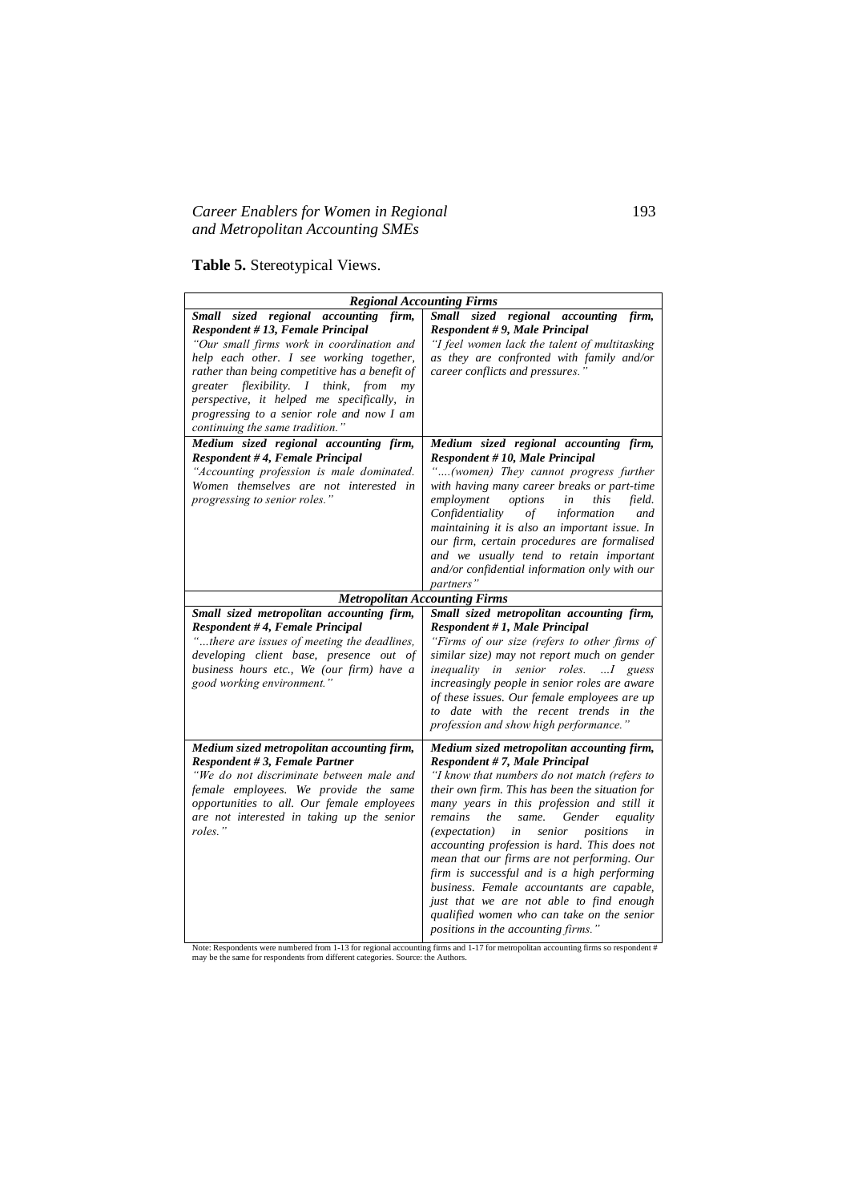**Table 5.** Stereotypical Views.

| *Regional Accounting Firms* | |
|---|---|
| ***Small sized regional accounting firm, Respondent # 13, Female Principal*** *"Our small firms work in coordination and help each other. I see working together, rather than being competitive has a benefit of greater flexibility. I think, from my perspective, it helped me specifically, in progressing to a senior role and now I am continuing the same tradition."* | ***Small sized regional accounting firm, Respondent # 9, Male Principal*** *"I feel women lack the talent of multitasking as they are confronted with family and/or career conflicts and pressures."* |
| ***Medium sized regional accounting firm, Respondent # 4, Female Principal*** *"Accounting profession is male dominated. Women themselves are not interested in progressing to senior roles."* | ***Medium sized regional accounting firm, Respondent # 10, Male Principal*** *"....(women) They cannot progress further with having many career breaks or part-time employment options in this field. Confidentiality of information and maintaining it is also an important issue. In our firm, certain procedures are formalised and we usually tend to retain important and/or confidential information only with our partners"* |
| ***Metropolitan Accounting Firms*** | |
| ***Small sized metropolitan accounting firm, Respondent # 4, Female Principal*** *"...there are issues of meeting the deadlines, developing client base, presence out of business hours etc., We (our firm) have a good working environment."* | ***Small sized metropolitan accounting firm, Respondent # 1, Male Principal*** *"Firms of our size (refers to other firms of similar size) may not report much on gender inequality in senior roles. ...I guess increasingly people in senior roles are aware of these issues. Our female employees are up to date with the recent trends in the profession and show high performance."* |
| ***Medium sized metropolitan accounting firm, Respondent # 3, Female Partner*** *"We do not discriminate between male and female employees. We provide the same opportunities to all. Our female employees are not interested in taking up the senior roles."* | ***Medium sized metropolitan accounting firm, Respondent # 7, Male Principal*** *"I know that numbers do not match (refers to their own firm. This has been the situation for many years in this profession and still it remains the same. Gender equality (expectation) in senior positions in accounting profession is hard. This does not mean that our firms are not performing. Our firm is successful and is a high performing business. Female accountants are capable, just that we are not able to find enough qualified women who can take on the senior positions in the accounting firms."* |

Note: Respondents were numbered from 1-13 for regional accounting firms and 1-17 for metropolitan accounting firms so respondent # may be the same for respondents from different categories. Source: the Authors.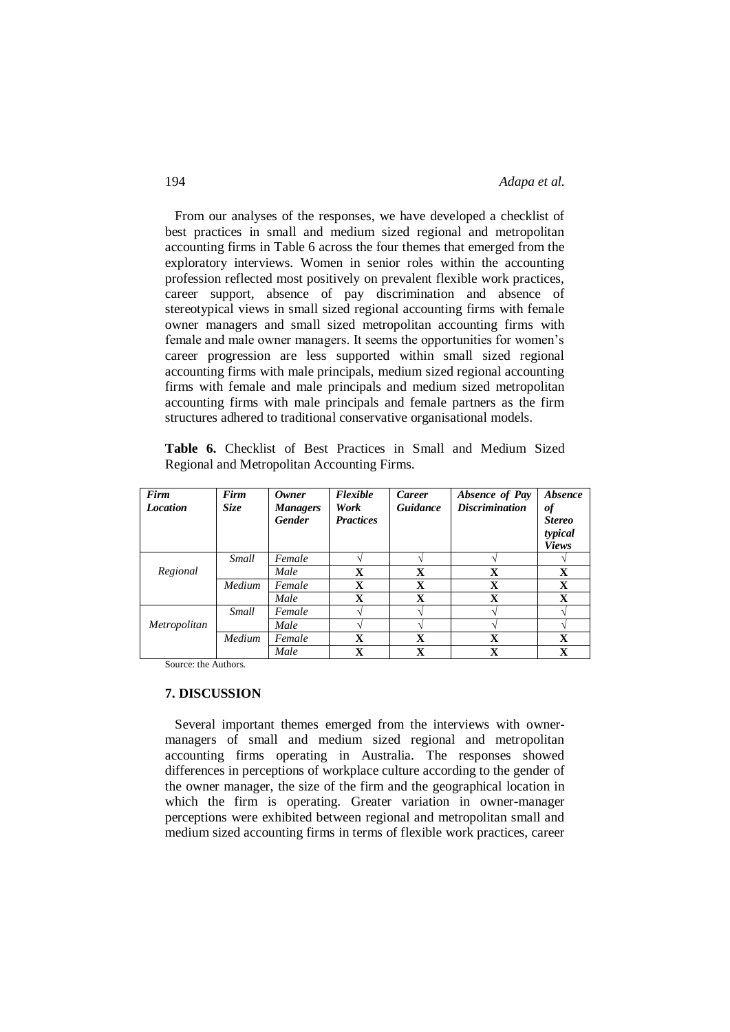From our analyses of the responses, we have developed a checklist of best practices in small and medium sized regional and metropolitan accounting firms in Table 6 across the four themes that emerged from the exploratory interviews. Women in senior roles within the accounting profession reflected most positively on prevalent flexible work practices, career support, absence of pay discrimination and absence of stereotypical views in small sized regional accounting firms with female owner managers and small sized metropolitan accounting firms with female and male owner managers. It seems the opportunities for women's career progression are less supported within small sized regional accounting firms with male principals, medium sized regional accounting firms with female and male principals and medium sized metropolitan accounting firms with male principals and female partners as the firm structures adhered to traditional conservative organisational models.

**Table 6.** Checklist of Best Practices in Small and Medium Sized Regional and Metropolitan Accounting Firms.

| *Firm Location* | *Firm Size* | *Owner Managers Gender* | *Flexible Work Practices* | *Career Guidance* | *Absence of Pay Discrimination* | *Absence of Stereo typical Views* |
|---|---|---|---|---|---|---|
| *Regional* | *Small* | *Female* | √ | √ | √ | √ |
| | | *Male* | **X** | **X** | **X** | **X** |
| | *Medium* | *Female* | **X** | **X** | **X** | **X** |
| | | *Male* | **X** | **X** | **X** | **X** |
| *Metropolitan* | *Small* | *Female* | √ | √ | √ | √ |
| | | *Male* | √ | √ | √ | √ |
| | *Medium* | *Female* | **X** | **X** | **X** | **X** |
| | | *Male* | **X** | **X** | **X** | **X** |

Source: the Authors.

## 7. DISCUSSION

Several important themes emerged from the interviews with owner-managers of small and medium sized regional and metropolitan accounting firms operating in Australia. The responses showed differences in perceptions of workplace culture according to the gender of the owner manager, the size of the firm and the geographical location in which the firm is operating. Greater variation in owner-manager perceptions were exhibited between regional and metropolitan small and medium sized accounting firms in terms of flexible work practices, career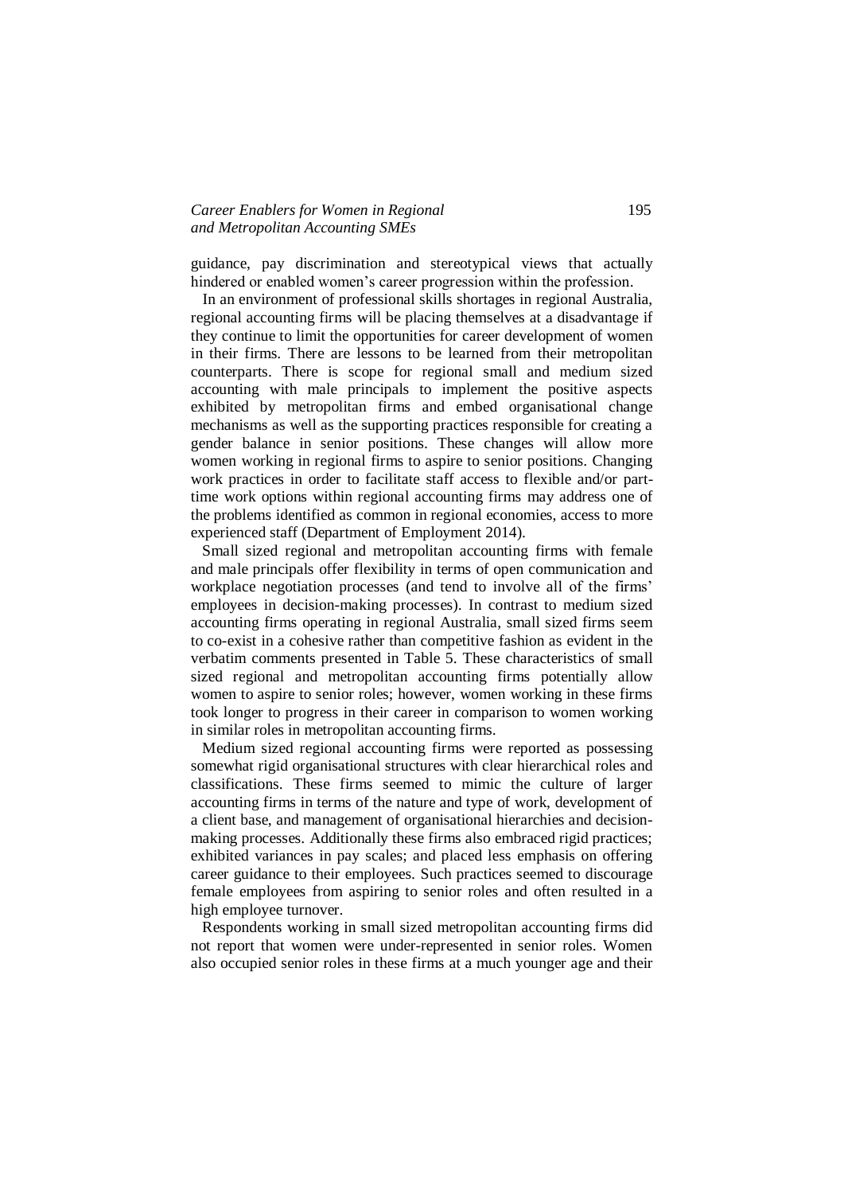guidance, pay discrimination and stereotypical views that actually hindered or enabled women's career progression within the profession.

In an environment of professional skills shortages in regional Australia, regional accounting firms will be placing themselves at a disadvantage if they continue to limit the opportunities for career development of women in their firms. There are lessons to be learned from their metropolitan counterparts. There is scope for regional small and medium sized accounting with male principals to implement the positive aspects exhibited by metropolitan firms and embed organisational change mechanisms as well as the supporting practices responsible for creating a gender balance in senior positions. These changes will allow more women working in regional firms to aspire to senior positions. Changing work practices in order to facilitate staff access to flexible and/or part-time work options within regional accounting firms may address one of the problems identified as common in regional economies, access to more experienced staff (Department of Employment 2014).

Small sized regional and metropolitan accounting firms with female and male principals offer flexibility in terms of open communication and workplace negotiation processes (and tend to involve all of the firms' employees in decision-making processes). In contrast to medium sized accounting firms operating in regional Australia, small sized firms seem to co-exist in a cohesive rather than competitive fashion as evident in the verbatim comments presented in Table 5. These characteristics of small sized regional and metropolitan accounting firms potentially allow women to aspire to senior roles; however, women working in these firms took longer to progress in their career in comparison to women working in similar roles in metropolitan accounting firms.

Medium sized regional accounting firms were reported as possessing somewhat rigid organisational structures with clear hierarchical roles and classifications. These firms seemed to mimic the culture of larger accounting firms in terms of the nature and type of work, development of a client base, and management of organisational hierarchies and decision-making processes. Additionally these firms also embraced rigid practices; exhibited variances in pay scales; and placed less emphasis on offering career guidance to their employees. Such practices seemed to discourage female employees from aspiring to senior roles and often resulted in a high employee turnover.

Respondents working in small sized metropolitan accounting firms did not report that women were under-represented in senior roles. Women also occupied senior roles in these firms at a much younger age and their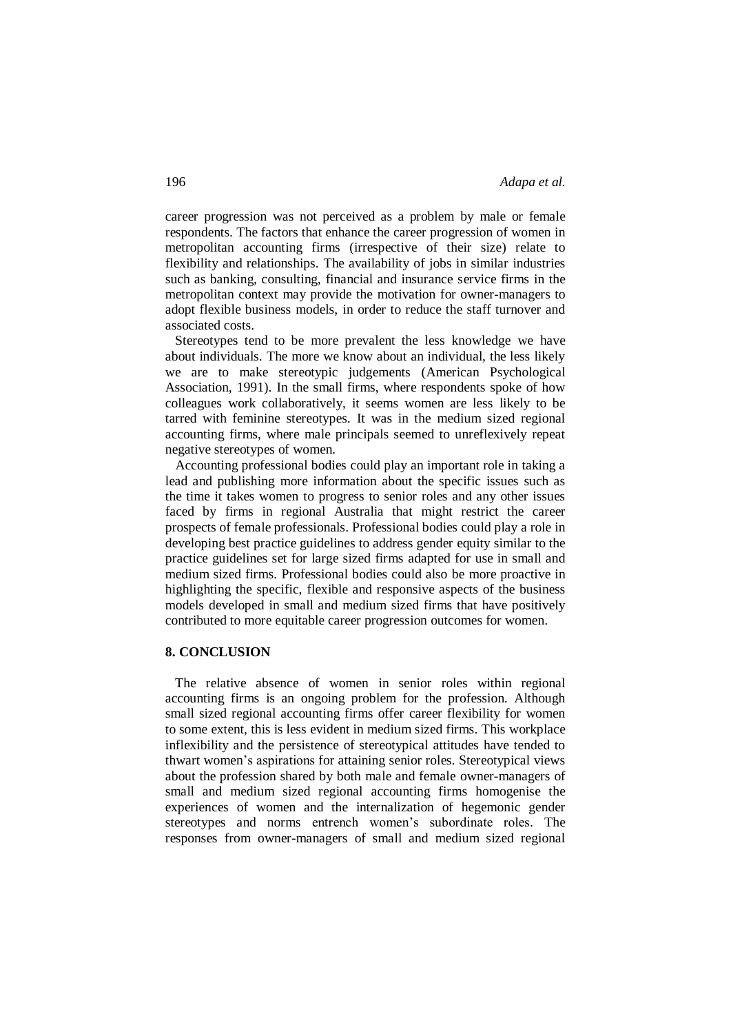career progression was not perceived as a problem by male or female respondents. The factors that enhance the career progression of women in metropolitan accounting firms (irrespective of their size) relate to flexibility and relationships. The availability of jobs in similar industries such as banking, consulting, financial and insurance service firms in the metropolitan context may provide the motivation for owner-managers to adopt flexible business models, in order to reduce the staff turnover and associated costs.

Stereotypes tend to be more prevalent the less knowledge we have about individuals. The more we know about an individual, the less likely we are to make stereotypic judgements (American Psychological Association, 1991). In the small firms, where respondents spoke of how colleagues work collaboratively, it seems women are less likely to be tarred with feminine stereotypes. It was in the medium sized regional accounting firms, where male principals seemed to unreflexively repeat negative stereotypes of women.

Accounting professional bodies could play an important role in taking a lead and publishing more information about the specific issues such as the time it takes women to progress to senior roles and any other issues faced by firms in regional Australia that might restrict the career prospects of female professionals. Professional bodies could play a role in developing best practice guidelines to address gender equity similar to the practice guidelines set for large sized firms adapted for use in small and medium sized firms. Professional bodies could also be more proactive in highlighting the specific, flexible and responsive aspects of the business models developed in small and medium sized firms that have positively contributed to more equitable career progression outcomes for women.

## 8. CONCLUSION

The relative absence of women in senior roles within regional accounting firms is an ongoing problem for the profession. Although small sized regional accounting firms offer career flexibility for women to some extent, this is less evident in medium sized firms. This workplace inflexibility and the persistence of stereotypical attitudes have tended to thwart women's aspirations for attaining senior roles. Stereotypical views about the profession shared by both male and female owner-managers of small and medium sized regional accounting firms homogenise the experiences of women and the internalization of hegemonic gender stereotypes and norms entrench women's subordinate roles. The responses from owner-managers of small and medium sized regional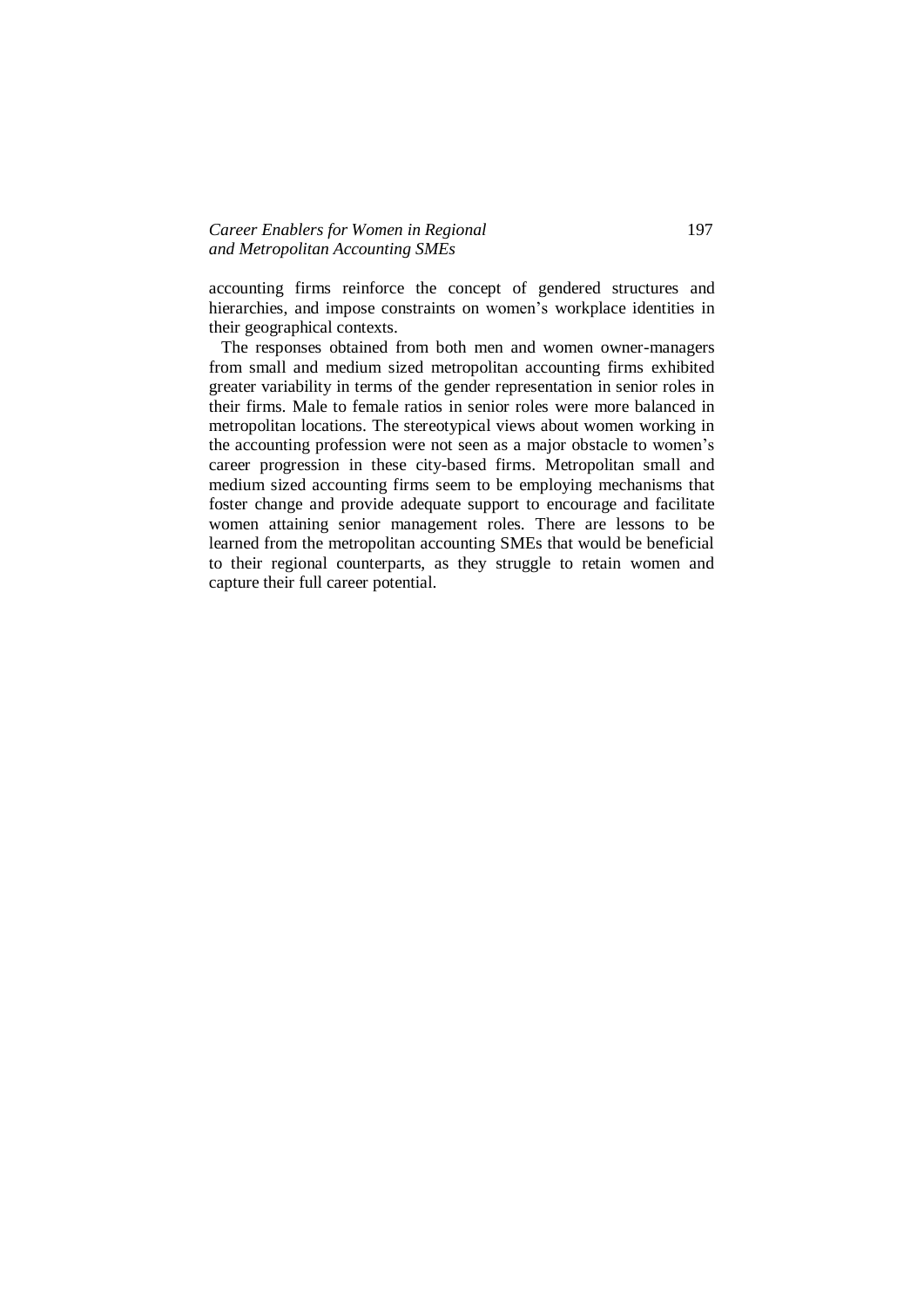accounting firms reinforce the concept of gendered structures and hierarchies, and impose constraints on women's workplace identities in their geographical contexts.

The responses obtained from both men and women owner-managers from small and medium sized metropolitan accounting firms exhibited greater variability in terms of the gender representation in senior roles in their firms. Male to female ratios in senior roles were more balanced in metropolitan locations. The stereotypical views about women working in the accounting profession were not seen as a major obstacle to women's career progression in these city-based firms. Metropolitan small and medium sized accounting firms seem to be employing mechanisms that foster change and provide adequate support to encourage and facilitate women attaining senior management roles. There are lessons to be learned from the metropolitan accounting SMEs that would be beneficial to their regional counterparts, as they struggle to retain women and capture their full career potential.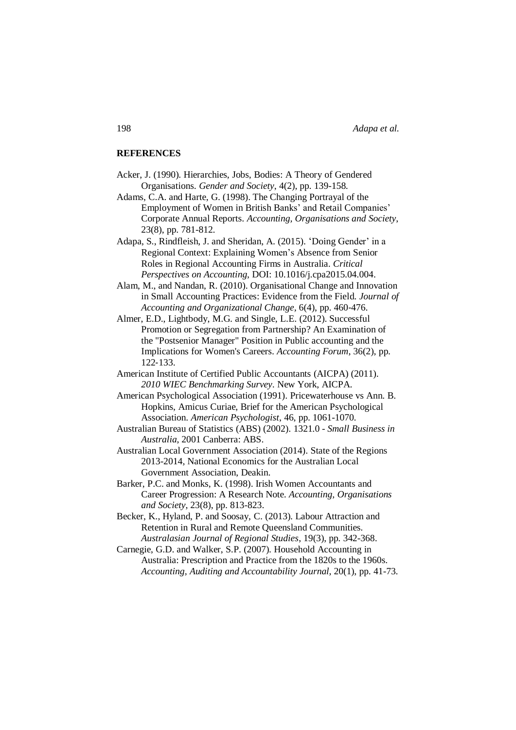## REFERENCES

Acker, J. (1990). Hierarchies, Jobs, Bodies: A Theory of Gendered Organisations. *Gender and Society*, 4(2), pp. 139-158.

Adams, C.A. and Harte, G. (1998). The Changing Portrayal of the Employment of Women in British Banks' and Retail Companies' Corporate Annual Reports. *Accounting, Organisations and Society*, 23(8), pp. 781-812.

Adapa, S., Rindfleish, J. and Sheridan, A. (2015). 'Doing Gender' in a Regional Context: Explaining Women's Absence from Senior Roles in Regional Accounting Firms in Australia. *Critical Perspectives on Accounting*, DOI: 10.1016/j.cpa2015.04.004.

Alam, M., and Nandan, R. (2010). Organisational Change and Innovation in Small Accounting Practices: Evidence from the Field. *Journal of Accounting and Organizational Change*, 6(4), pp. 460-476.

Almer, E.D., Lightbody, M.G. and Single, L.E. (2012). Successful Promotion or Segregation from Partnership? An Examination of the "Postsenior Manager" Position in Public accounting and the Implications for Women's Careers. *Accounting Forum*, 36(2), pp. 122-133.

American Institute of Certified Public Accountants (AICPA) (2011). *2010 WIEC Benchmarking Survey*. New York, AICPA.

American Psychological Association (1991). Pricewaterhouse vs Ann. B. Hopkins, Amicus Curiae, Brief for the American Psychological Association. *American Psychologist*, 46, pp. 1061-1070.

Australian Bureau of Statistics (ABS) (2002). 1321.0 - *Small Business in Australia*, 2001 Canberra: ABS.

Australian Local Government Association (2014). State of the Regions 2013-2014, National Economics for the Australian Local Government Association, Deakin.

Barker, P.C. and Monks, K. (1998). Irish Women Accountants and Career Progression: A Research Note. *Accounting, Organisations and Society*, 23(8), pp. 813-823.

Becker, K., Hyland, P. and Soosay, C. (2013). Labour Attraction and Retention in Rural and Remote Queensland Communities. *Australasian Journal of Regional Studies*, 19(3), pp. 342-368.

Carnegie, G.D. and Walker, S.P. (2007). Household Accounting in Australia: Prescription and Practice from the 1820s to the 1960s. *Accounting, Auditing and Accountability Journal*, 20(1), pp. 41-73.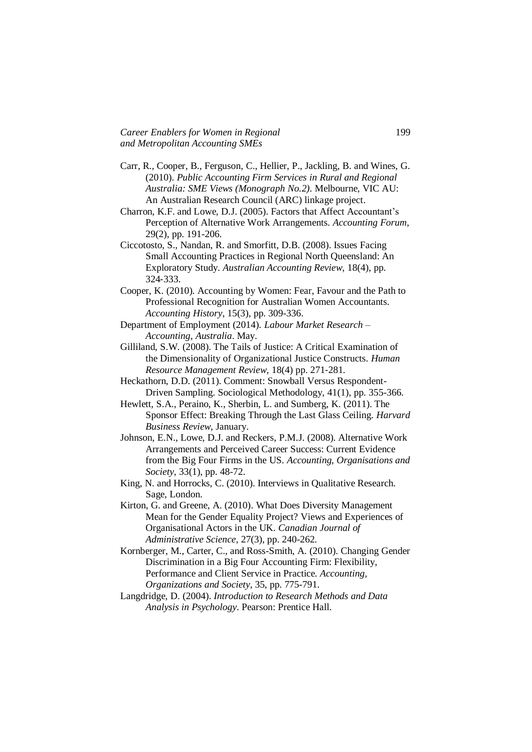Carr, R., Cooper, B., Ferguson, C., Hellier, P., Jackling, B. and Wines, G. (2010). *Public Accounting Firm Services in Rural and Regional Australia: SME Views (Monograph No.2)*. Melbourne, VIC AU: An Australian Research Council (ARC) linkage project.

Charron, K.F. and Lowe, D.J. (2005). Factors that Affect Accountant's Perception of Alternative Work Arrangements. *Accounting Forum*, 29(2), pp. 191-206.

Ciccotosto, S., Nandan, R. and Smorfitt, D.B. (2008). Issues Facing Small Accounting Practices in Regional North Queensland: An Exploratory Study. *Australian Accounting Review*, 18(4), pp. 324-333.

Cooper, K. (2010). Accounting by Women: Fear, Favour and the Path to Professional Recognition for Australian Women Accountants. *Accounting History*, 15(3), pp. 309-336.

Department of Employment (2014). *Labour Market Research – Accounting, Australia*. May.

Gilliland, S.W. (2008). The Tails of Justice: A Critical Examination of the Dimensionality of Organizational Justice Constructs. *Human Resource Management Review*, 18(4) pp. 271-281.

Heckathorn, D.D. (2011). Comment: Snowball Versus Respondent-Driven Sampling. Sociological Methodology, 41(1), pp. 355-366.

Hewlett, S.A., Peraino, K., Sherbin, L. and Sumberg, K. (2011). The Sponsor Effect: Breaking Through the Last Glass Ceiling. *Harvard Business Review*, January.

Johnson, E.N., Lowe, D.J. and Reckers, P.M.J. (2008). Alternative Work Arrangements and Perceived Career Success: Current Evidence from the Big Four Firms in the US. *Accounting, Organisations and Society*, 33(1), pp. 48-72.

King, N. and Horrocks, C. (2010). Interviews in Qualitative Research. Sage, London.

Kirton, G. and Greene, A. (2010). What Does Diversity Management Mean for the Gender Equality Project? Views and Experiences of Organisational Actors in the UK. *Canadian Journal of Administrative Science*, 27(3), pp. 240-262.

Kornberger, M., Carter, C., and Ross-Smith, A. (2010). Changing Gender Discrimination in a Big Four Accounting Firm: Flexibility, Performance and Client Service in Practice. *Accounting, Organizations and Society*, 35, pp. 775-791.

Langdridge, D. (2004). *Introduction to Research Methods and Data Analysis in Psychology*. Pearson: Prentice Hall.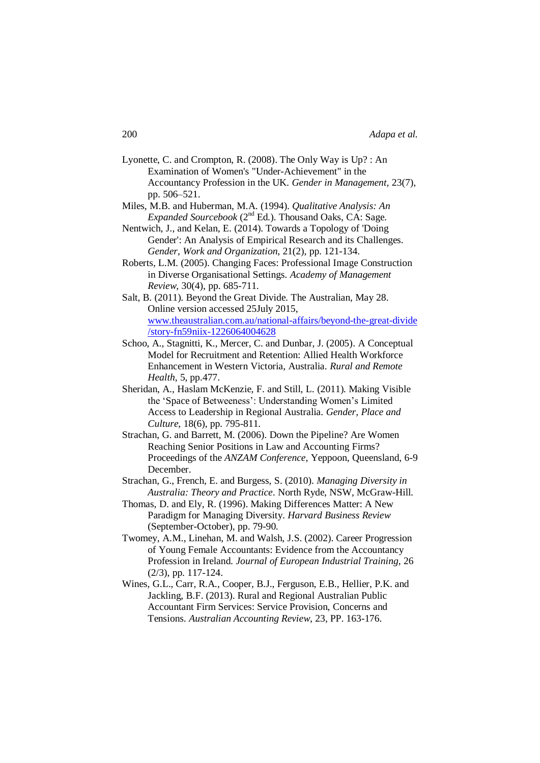Lyonette, C. and Crompton, R. (2008). The Only Way is Up? : An Examination of Women's "Under-Achievement" in the Accountancy Profession in the UK. *Gender in Management,* 23(7), pp. 506–521.

Miles, M.B. and Huberman, M.A. (1994). *Qualitative Analysis: An Expanded Sourcebook* (2nd Ed.). Thousand Oaks, CA: Sage.

Nentwich, J., and Kelan, E. (2014). Towards a Topology of 'Doing Gender': An Analysis of Empirical Research and its Challenges. *Gender, Work and Organization*, 21(2), pp. 121-134.

Roberts, L.M. (2005). Changing Faces: Professional Image Construction in Diverse Organisational Settings. *Academy of Management Review*, 30(4), pp. 685-711.

Salt, B. (2011). Beyond the Great Divide. The Australian, May 28. Online version accessed 25July 2015, www.theaustralian.com.au/national-affairs/beyond-the-great-divide/story-fn59niix-1226064004628

Schoo, A., Stagnitti, K., Mercer, C. and Dunbar, J. (2005). A Conceptual Model for Recruitment and Retention: Allied Health Workforce Enhancement in Western Victoria, Australia. *Rural and Remote Health*, 5, pp.477.

Sheridan, A., Haslam McKenzie, F. and Still, L. (2011). Making Visible the 'Space of Betweeness': Understanding Women's Limited Access to Leadership in Regional Australia. *Gender, Place and Culture*, 18(6), pp. 795-811.

Strachan, G. and Barrett, M. (2006). Down the Pipeline? Are Women Reaching Senior Positions in Law and Accounting Firms? Proceedings of the *ANZAM Conference*, Yeppoon, Queensland, 6-9 December.

Strachan, G., French, E. and Burgess, S. (2010). *Managing Diversity in Australia: Theory and Practice*. North Ryde, NSW, McGraw-Hill.

Thomas, D. and Ely, R. (1996). Making Differences Matter: A New Paradigm for Managing Diversity. *Harvard Business Review* (September-October), pp. 79-90.

Twomey, A.M., Linehan, M. and Walsh, J.S. (2002). Career Progression of Young Female Accountants: Evidence from the Accountancy Profession in Ireland. *Journal of European Industrial Training*, 26 (2/3), pp. 117-124.

Wines, G.L., Carr, R.A., Cooper, B.J., Ferguson, E.B., Hellier, P.K. and Jackling, B.F. (2013). Rural and Regional Australian Public Accountant Firm Services: Service Provision, Concerns and Tensions. *Australian Accounting Review*, 23, PP. 163-176.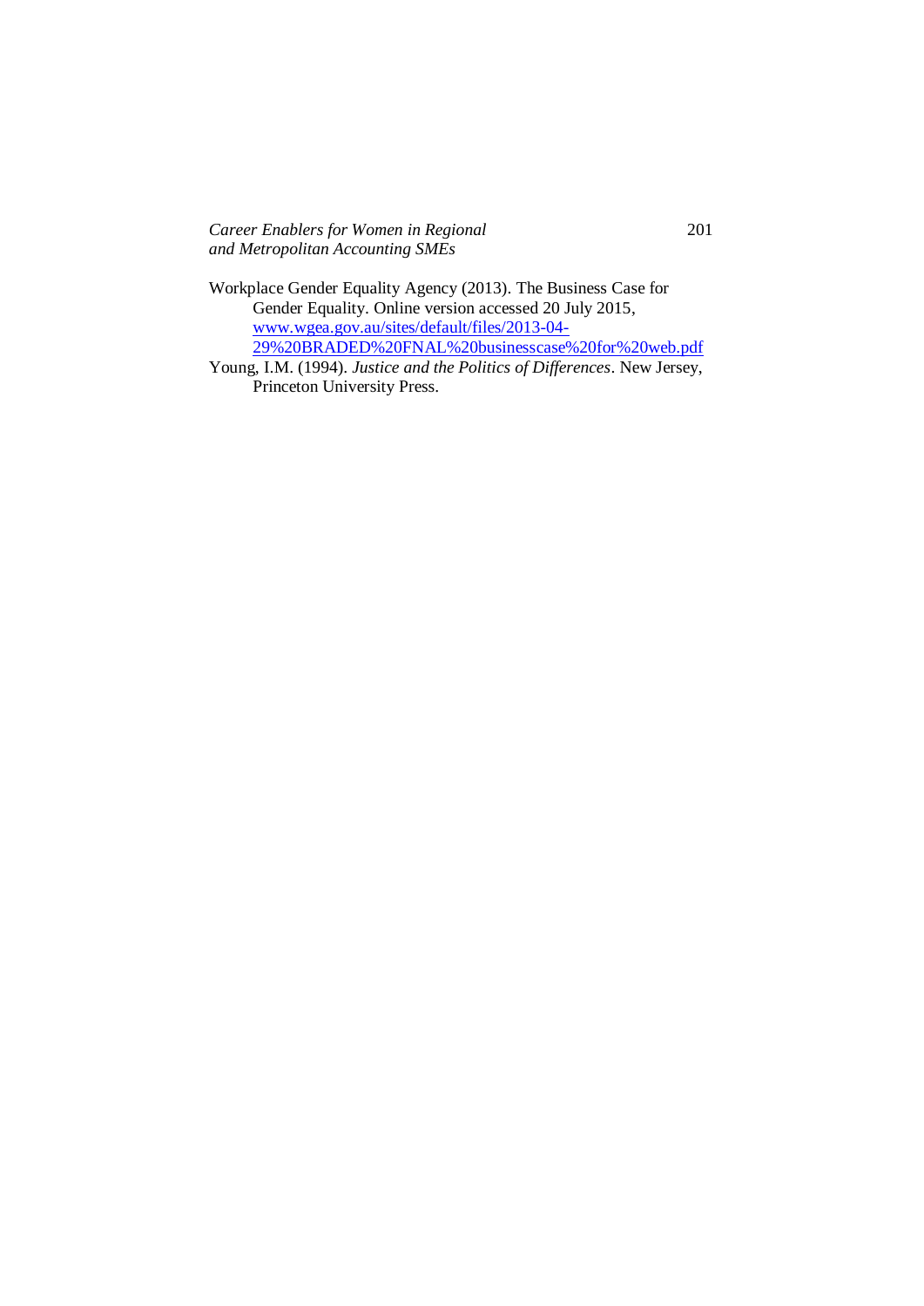Workplace Gender Equality Agency (2013). The Business Case for Gender Equality. Online version accessed 20 July 2015, [www.wgea.gov.au/sites/default/files/2013-04-29%20BRADED%20FNAL%20businesscase%20for%20web.pdf](www.wgea.gov.au/sites/default/files/2013-04-29%20BRADED%20FNAL%20businesscase%20for%20web.pdf)

Young, I.M. (1994). *Justice and the Politics of Differences*. New Jersey, Princeton University Press.